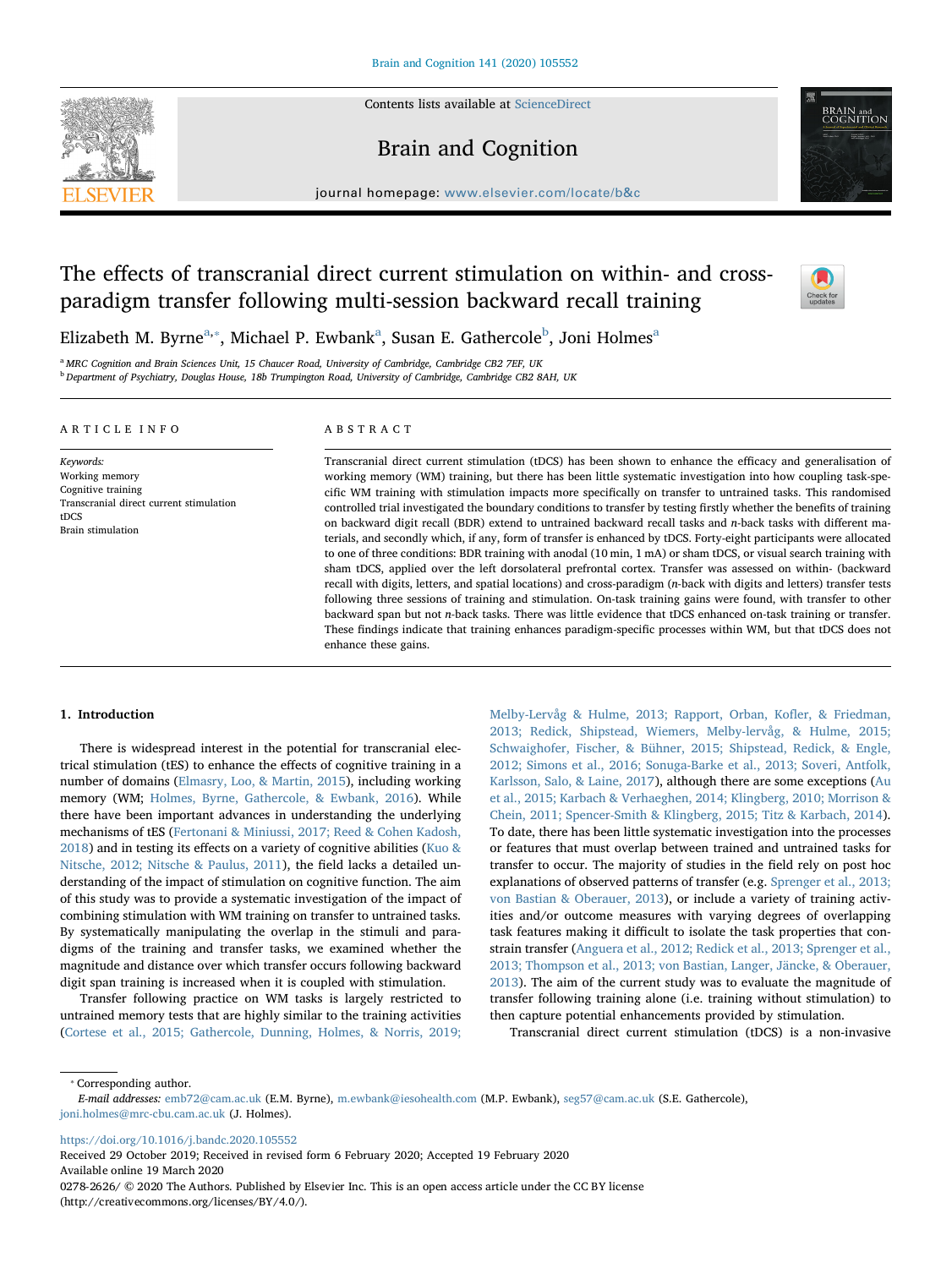# The effects of transcranial direct current stimulation on within- and cross-paradigm transfer following multi-session backward recall training

Elizabeth M. Byrne[a,*], Michael P. Ewbank[a], Susan E. Gathercole[b], Joni Holmes[a]

[a] MRC Cognition and Brain Sciences Unit, 15 Chaucer Road, University of Cambridge, Cambridge CB2 7EF, UK

[b] Department of Psychiatry, Douglas House, 18b Trumpington Road, University of Cambridge, Cambridge CB2 8AH, UK

## ARTICLE INFO

*Keywords:*
Working memory
Cognitive training
Transcranial direct current stimulation
tDCS
Brain stimulation

## ABSTRACT

Transcranial direct current stimulation (tDCS) has been shown to enhance the efficacy and generalisation of working memory (WM) training, but there has been little systematic investigation into how coupling task-specific WM training with stimulation impacts more specifically on transfer to untrained tasks. This randomised controlled trial investigated the boundary conditions to transfer by testing firstly whether the benefits of training on backward digit recall (BDR) extend to untrained backward recall tasks and *n*-back tasks with different materials, and secondly which, if any, form of transfer is enhanced by tDCS. Forty-eight participants were allocated to one of three conditions: BDR training with anodal (10 min, 1 mA) or sham tDCS, or visual search training with sham tDCS, applied over the left dorsolateral prefrontal cortex. Transfer was assessed on within- (backward recall with digits, letters, and spatial locations) and cross-paradigm (*n*-back with digits and letters) transfer tests following three sessions of training and stimulation. On-task training gains were found, with transfer to other backward span but not *n*-back tasks. There was little evidence that tDCS enhanced on-task training or transfer. These findings indicate that training enhances paradigm-specific processes within WM, but that tDCS does not enhance these gains.

## 1. Introduction

There is widespread interest in the potential for transcranial electrical stimulation (tES) to enhance the efficacy of cognitive training in a number of domains (Elmasry, Loo, & Martin, 2015), including working memory (WM; Holmes, Byrne, Gathercole, & Ewbank, 2016). While there have been important advances in understanding the underlying mechanisms of tES (Fertonani & Miniussi, 2017; Reed & Cohen Kadosh, 2018) and in testing its effects on a variety of cognitive abilities (Kuo & Nitsche, 2012; Nitsche & Paulus, 2011), the field lacks a detailed understanding of the impact of stimulation on cognitive function. The aim of this study was to provide a systematic investigation of the impact of combining stimulation with WM training on transfer to untrained tasks. By systematically manipulating the overlap in the stimuli and paradigms of the training and transfer tasks, we examined whether the magnitude and distance over which transfer occurs following backward digit span training is increased when it is coupled with stimulation.

Transfer following practice on WM tasks is largely restricted to untrained memory tests that are highly similar to the training activities (Cortese et al., 2015; Gathercole, Dunning, Holmes, & Norris, 2019; Melby-Lervåg & Hulme, 2013; Rapport, Orban, Kofler, & Friedman, 2013; Redick, Shipstead, Wiemers, Melby-lervåg, & Hulme, 2015; Schwaighofer, Fischer, & Bühner, 2015; Shipstead, Redick, & Engle, 2012; Simons et al., 2016; Sonuga-Barke et al., 2013; Soveri, Antfolk, Karlsson, Salo, & Laine, 2017), although there are some exceptions (Au et al., 2015; Karbach & Verhaeghen, 2014; Klingberg, 2010; Morrison & Chein, 2011; Spencer-Smith & Klingberg, 2015; Titz & Karbach, 2014). To date, there has been little systematic investigation into the processes or features that must overlap between trained and untrained tasks for transfer to occur. The majority of studies in the field rely on post hoc explanations of observed patterns of transfer (e.g. Sprenger et al., 2013; von Bastian & Oberauer, 2013), or include a variety of training activities and/or outcome measures with varying degrees of overlapping task features making it difficult to isolate the task properties that constrain transfer (Anguera et al., 2012; Redick et al., 2013; Sprenger et al., 2013; Thompson et al., 2013; von Bastian, Langer, Jäncke, & Oberauer, 2013). The aim of the current study was to evaluate the magnitude of transfer following training alone (i.e. training without stimulation) to then capture potential enhancements provided by stimulation.

Transcranial direct current stimulation (tDCS) is a non-invasive

---

* Corresponding author.

*E-mail addresses:* emb72@cam.ac.uk (E.M. Byrne), m.ewbank@iesohealth.com (M.P. Ewbank), seg57@cam.ac.uk (S.E. Gathercole), joni.holmes@mrc-cbu.cam.ac.uk (J. Holmes).

https://doi.org/10.1016/j.bandc.2020.105552

Received 29 October 2019; Received in revised form 6 February 2020; Accepted 19 February 2020

Available online 19 March 2020

0278-2626/ © 2020 The Authors. Published by Elsevier Inc. This is an open access article under the CC BY license (http://creativecommons.org/licenses/BY/4.0/).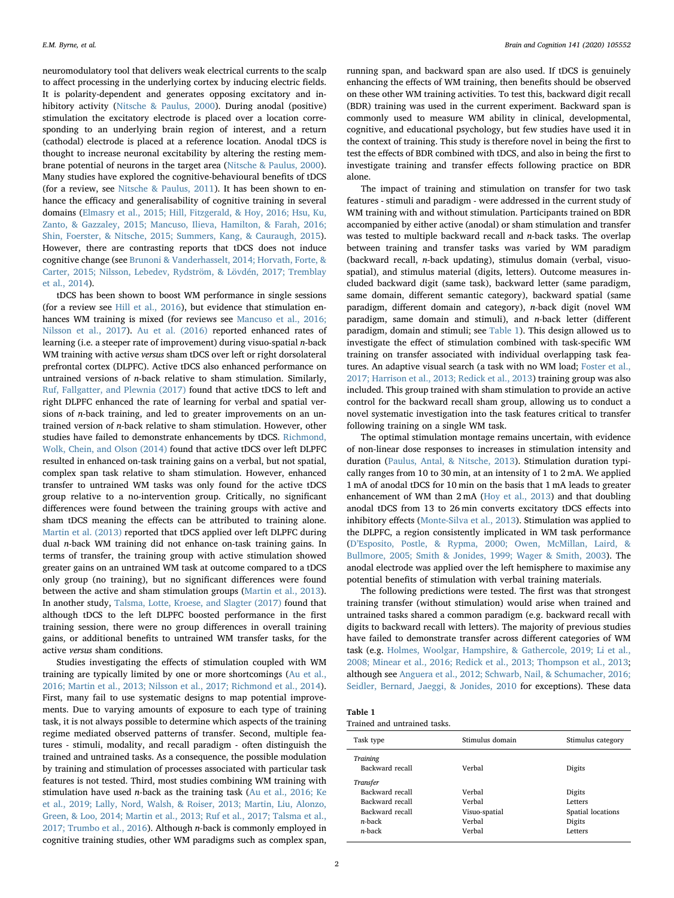neuromodulatory tool that delivers weak electrical currents to the scalp to affect processing in the underlying cortex by inducing electric fields. It is polarity-dependent and generates opposing excitatory and inhibitory activity (Nitsche & Paulus, 2000). During anodal (positive) stimulation the excitatory electrode is placed over a location corresponding to an underlying brain region of interest, and a return (cathodal) electrode is placed at a reference location. Anodal tDCS is thought to increase neuronal excitability by altering the resting membrane potential of neurons in the target area (Nitsche & Paulus, 2000). Many studies have explored the cognitive-behavioural benefits of tDCS (for a review, see Nitsche & Paulus, 2011). It has been shown to enhance the efficacy and generalisability of cognitive training in several domains (Elmasry et al., 2015; Hill, Fitzgerald, & Hoy, 2016; Hsu, Ku, Zanto, & Gazzaley, 2015; Mancuso, Ilieva, Hamilton, & Farah, 2016; Shin, Foerster, & Nitsche, 2015; Summers, Kang, & Cauraugh, 2015). However, there are contrasting reports that tDCS does not induce cognitive change (see Brunoni & Vanderhasselt, 2014; Horvath, Forte, & Carter, 2015; Nilsson, Lebedev, Rydström, & Lövdén, 2017; Tremblay et al., 2014).

tDCS has been shown to boost WM performance in single sessions (for a review see Hill et al., 2016), but evidence that stimulation enhances WM training is mixed (for reviews see Mancuso et al., 2016; Nilsson et al., 2017). Au et al. (2016) reported enhanced rates of learning (i.e. a steeper rate of improvement) during visuo-spatial *n*-back WM training with active *versus* sham tDCS over left or right dorsolateral prefrontal cortex (DLPFC). Active tDCS also enhanced performance on untrained versions of *n*-back relative to sham stimulation. Similarly, Ruf, Fallgatter, and Plewnia (2017) found that active tDCS to left and right DLPFC enhanced the rate of learning for verbal and spatial versions of *n*-back training, and led to greater improvements on an untrained version of *n*-back relative to sham stimulation. However, other studies have failed to demonstrate enhancements by tDCS. Richmond, Wolk, Chein, and Olson (2014) found that active tDCS over left DLPFC resulted in enhanced on-task training gains on a verbal, but not spatial, complex span task relative to sham stimulation. However, enhanced transfer to untrained WM tasks was only found for the active tDCS group relative to a no-intervention group. Critically, no significant differences were found between the training groups with active and sham tDCS meaning the effects can be attributed to training alone. Martin et al. (2013) reported that tDCS applied over left DLPFC during dual *n*-back WM training did not enhance on-task training gains. In terms of transfer, the training group with active stimulation showed greater gains on an untrained WM task at outcome compared to a tDCS only group (no training), but no significant differences were found between the active and sham stimulation groups (Martin et al., 2013). In another study, Talsma, Lotte, Kroese, and Slagter (2017) found that although tDCS to the left DLPFC boosted performance in the first training session, there were no group differences in overall training gains, or additional benefits to untrained WM transfer tasks, for the active *versus* sham conditions.

Studies investigating the effects of stimulation coupled with WM training are typically limited by one or more shortcomings (Au et al., 2016; Martin et al., 2013; Nilsson et al., 2017; Richmond et al., 2014). First, many fail to use systematic designs to map potential improvements. Due to varying amounts of exposure to each type of training task, it is not always possible to determine which aspects of the training regime mediated observed patterns of transfer. Second, multiple features - stimuli, modality, and recall paradigm - often distinguish the trained and untrained tasks. As a consequence, the possible modulation by training and stimulation of processes associated with particular task features is not tested. Third, most studies combining WM training with stimulation have used *n*-back as the training task (Au et al., 2016; Ke et al., 2019; Lally, Nord, Walsh, & Roiser, 2013; Martin, Liu, Alonzo, Green, & Loo, 2014; Martin et al., 2013; Ruf et al., 2017; Talsma et al., 2017; Trumbo et al., 2016). Although *n*-back is commonly employed in cognitive training studies, other WM paradigms such as complex span, running span, and backward span are also used. If tDCS is genuinely enhancing the effects of WM training, then benefits should be observed on these other WM training activities. To test this, backward digit recall (BDR) training was used in the current experiment. Backward span is commonly used to measure WM ability in clinical, developmental, cognitive, and educational psychology, but few studies have used it in the context of training. This study is therefore novel in being the first to test the effects of BDR combined with tDCS, and also in being the first to investigate training and transfer effects following practice on BDR alone.

The impact of training and stimulation on transfer for two task features - stimuli and paradigm - were addressed in the current study of WM training with and without stimulation. Participants trained on BDR accompanied by either active (anodal) or sham stimulation and transfer was tested to multiple backward recall and *n*-back tasks. The overlap between training and transfer tasks was varied by WM paradigm (backward recall, *n*-back updating), stimulus domain (verbal, visuo-spatial), and stimulus material (digits, letters). Outcome measures included backward digit (same task), backward letter (same paradigm, same domain, different semantic category), backward spatial (same paradigm, different domain and category), *n*-back digit (novel WM paradigm, same domain and stimuli), and *n*-back letter (different paradigm, domain and stimuli; see Table 1). This design allowed us to investigate the effect of stimulation combined with task-specific WM training on transfer associated with individual overlapping task features. An adaptive visual search (a task with no WM load; Foster et al., 2017; Harrison et al., 2013; Redick et al., 2013) training group was also included. This group trained with sham stimulation to provide an active control for the backward recall sham group, allowing us to conduct a novel systematic investigation into the task features critical to transfer following training on a single WM task.

The optimal stimulation montage remains uncertain, with evidence of non-linear dose responses to increases in stimulation intensity and duration (Paulus, Antal, & Nitsche, 2013). Stimulation duration typically ranges from 10 to 30 min, at an intensity of 1 to 2 mA. We applied 1 mA of anodal tDCS for 10 min on the basis that 1 mA leads to greater enhancement of WM than 2 mA (Hoy et al., 2013) and that doubling anodal tDCS from 13 to 26 min converts excitatory tDCS effects into inhibitory effects (Monte-Silva et al., 2013). Stimulation was applied to the DLPFC, a region consistently implicated in WM task performance (D'Esposito, Postle, & Rypma, 2000; Owen, McMillan, Laird, & Bullmore, 2005; Smith & Jonides, 1999; Wager & Smith, 2003). The anodal electrode was applied over the left hemisphere to maximise any potential benefits of stimulation with verbal training materials.

The following predictions were tested. The first was that strongest training transfer (without stimulation) would arise when trained and untrained tasks shared a common paradigm (e.g. backward recall with digits to backward recall with letters). The majority of previous studies have failed to demonstrate transfer across different categories of WM task (e.g. Holmes, Woolgar, Hampshire, & Gathercole, 2019; Li et al., 2008; Minear et al., 2016; Redick et al., 2013; Thompson et al., 2013; although see Anguera et al., 2012; Schwarb, Nail, & Schumacher, 2016; Seidler, Bernard, Jaeggi, & Jonides, 2010 for exceptions). These data

**Table 1**
Trained and untrained tasks.

| Task type | Stimulus domain | Stimulus category |
|---|---|---|
| *Training* | | |
| Backward recall | Verbal | Digits |
| *Transfer* | | |
| Backward recall | Verbal | Digits |
| Backward recall | Verbal | Letters |
| Backward recall | Visuo-spatial | Spatial locations |
| *n*-back | Verbal | Digits |
| *n*-back | Verbal | Letters |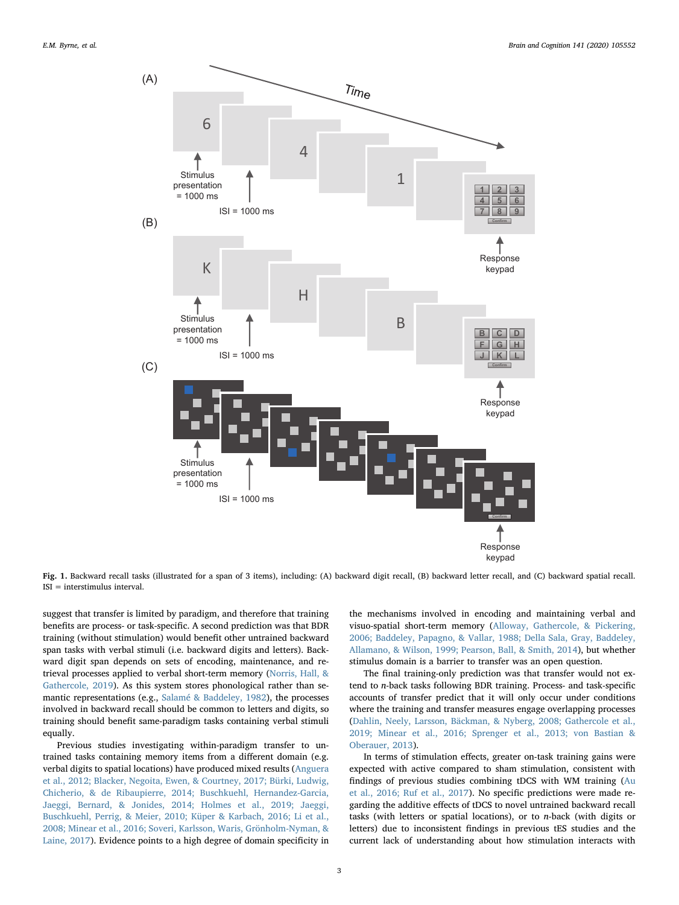Fig. 1. Backward recall tasks (illustrated for a span of 3 items), including: (A) backward digit recall, (B) backward letter recall, and (C) backward spatial recall. ISI = interstimulus interval.

suggest that transfer is limited by paradigm, and therefore that training benefits are process- or task-specific. A second prediction was that BDR training (without stimulation) would benefit other untrained backward span tasks with verbal stimuli (i.e. backward digits and letters). Backward digit span depends on sets of encoding, maintenance, and retrieval processes applied to verbal short-term memory (Norris, Hall, & Gathercole, 2019). As this system stores phonological rather than semantic representations (e.g., Salamé & Baddeley, 1982), the processes involved in backward recall should be common to letters and digits, so training should benefit same-paradigm tasks containing verbal stimuli equally.

Previous studies investigating within-paradigm transfer to untrained tasks containing memory items from a different domain (e.g. verbal digits to spatial locations) have produced mixed results (Anguera et al., 2012; Blacker, Negoita, Ewen, & Courtney, 2017; Bürki, Ludwig, Chicherio, & de Ribaupierre, 2014; Buschkuehl, Hernandez-Garcia, Jaeggi, Bernard, & Jonides, 2014; Holmes et al., 2019; Jaeggi, Buschkuehl, Perrig, & Meier, 2010; Küper & Karbach, 2016; Li et al., 2008; Minear et al., 2016; Soveri, Karlsson, Waris, Grönholm-Nyman, & Laine, 2017). Evidence points to a high degree of domain specificity in the mechanisms involved in encoding and maintaining verbal and visuo-spatial short-term memory (Alloway, Gathercole, & Pickering, 2006; Baddeley, Papagno, & Vallar, 1988; Della Sala, Gray, Baddeley, Allamano, & Wilson, 1999; Pearson, Ball, & Smith, 2014), but whether stimulus domain is a barrier to transfer was an open question.

The final training-only prediction was that transfer would not extend to *n*-back tasks following BDR training. Process- and task-specific accounts of transfer predict that it will only occur under conditions where the training and transfer measures engage overlapping processes (Dahlin, Neely, Larsson, Bäckman, & Nyberg, 2008; Gathercole et al., 2019; Minear et al., 2016; Sprenger et al., 2013; von Bastian & Oberauer, 2013).

In terms of stimulation effects, greater on-task training gains were expected with active compared to sham stimulation, consistent with findings of previous studies combining tDCS with WM training (Au et al., 2016; Ruf et al., 2017). No specific predictions were made regarding the additive effects of tDCS to novel untrained backward recall tasks (with letters or spatial locations), or to *n*-back (with digits or letters) due to inconsistent findings in previous tES studies and the current lack of understanding about how stimulation interacts with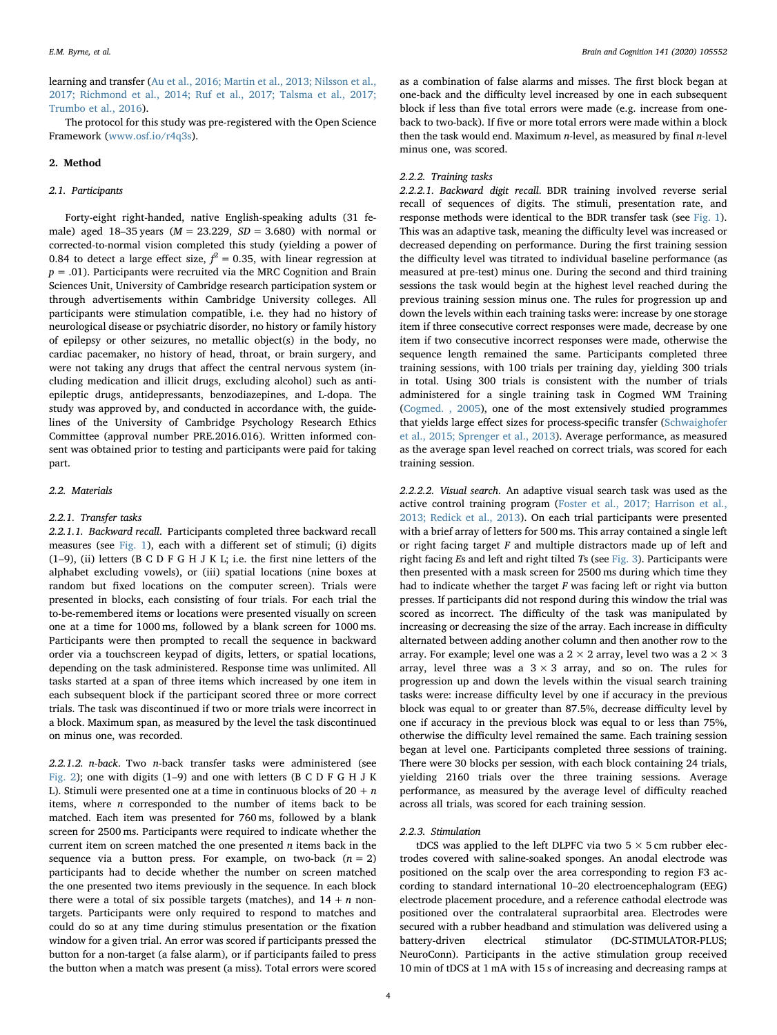learning and transfer (Au et al., 2016; Martin et al., 2013; Nilsson et al., 2017; Richmond et al., 2014; Ruf et al., 2017; Talsma et al., 2017; Trumbo et al., 2016).

The protocol for this study was pre-registered with the Open Science Framework (www.osf.io/r4q3s).

## 2. Method

### 2.1. Participants

Forty-eight right-handed, native English-speaking adults (31 female) aged 18–35 years ($M = 23.229$, $SD = 3.680$) with normal or corrected-to-normal vision completed this study (yielding a power of 0.84 to detect a large effect size, $f^2 = 0.35$, with linear regression at $p = .01$). Participants were recruited via the MRC Cognition and Brain Sciences Unit, University of Cambridge research participation system or through advertisements within Cambridge University colleges. All participants were stimulation compatible, i.e. they had no history of neurological disease or psychiatric disorder, no history or family history of epilepsy or other seizures, no metallic object(s) in the body, no cardiac pacemaker, no history of head, throat, or brain surgery, and were not taking any drugs that affect the central nervous system (including medication and illicit drugs, excluding alcohol) such as anti-epileptic drugs, antidepressants, benzodiazepines, and L-dopa. The study was approved by, and conducted in accordance with, the guidelines of the University of Cambridge Psychology Research Ethics Committee (approval number PRE.2016.016). Written informed consent was obtained prior to testing and participants were paid for taking part.

### 2.2. Materials

#### 2.2.1. Transfer tasks

*2.2.1.1. Backward recall.* Participants completed three backward recall measures (see Fig. 1), each with a different set of stimuli; (i) digits (1–9), (ii) letters (B C D F G H J K L; i.e. the first nine letters of the alphabet excluding vowels), or (iii) spatial locations (nine boxes at random but fixed locations on the computer screen). Trials were presented in blocks, each consisting of four trials. For each trial the to-be-remembered items or locations were presented visually on screen one at a time for 1000 ms, followed by a blank screen for 1000 ms. Participants were then prompted to recall the sequence in backward order via a touchscreen keypad of digits, letters, or spatial locations, depending on the task administered. Response time was unlimited. All tasks started at a span of three items which increased by one item in each subsequent block if the participant scored three or more correct trials. The task was discontinued if two or more trials were incorrect in a block. Maximum span, as measured by the level the task discontinued on minus one, was recorded.

*2.2.1.2. n-back.* Two *n*-back transfer tasks were administered (see Fig. 2); one with digits (1–9) and one with letters (B C D F G H J K L). Stimuli were presented one at a time in continuous blocks of $20 + n$ items, where *n* corresponded to the number of items back to be matched. Each item was presented for 760 ms, followed by a blank screen for 2500 ms. Participants were required to indicate whether the current item on screen matched the one presented *n* items back in the sequence via a button press. For example, on two-back ($n = 2$) participants had to decide whether the number on screen matched the one presented two items previously in the sequence. In each block there were a total of six possible targets (matches), and $14 + n$ non-targets. Participants were only required to respond to matches and could do so at any time during stimulus presentation or the fixation window for a given trial. An error was scored if participants pressed the button for a non-target (a false alarm), or if participants failed to press the button when a match was present (a miss). Total errors were scored as a combination of false alarms and misses. The first block began at one-back and the difficulty level increased by one in each subsequent block if less than five total errors were made (e.g. increase from one-back to two-back). If five or more total errors were made within a block then the task would end. Maximum *n*-level, as measured by final *n*-level minus one, was scored.

#### 2.2.2. Training tasks

*2.2.2.1. Backward digit recall.* BDR training involved reverse serial recall of sequences of digits. The stimuli, presentation rate, and response methods were identical to the BDR transfer task (see Fig. 1). This was an adaptive task, meaning the difficulty level was increased or decreased depending on performance. During the first training session the difficulty level was titrated to individual baseline performance (as measured at pre-test) minus one. During the second and third training sessions the task would begin at the highest level reached during the previous training session minus one. The rules for progression up and down the levels within each training tasks were: increase by one storage item if three consecutive correct responses were made, decrease by one item if two consecutive incorrect responses were made, otherwise the sequence length remained the same. Participants completed three training sessions, with 100 trials per training day, yielding 300 trials in total. Using 300 trials is consistent with the number of trials administered for a single training task in Cogmed WM Training (Cogmed. , 2005), one of the most extensively studied programmes that yields large effect sizes for process-specific transfer (Schwaighofer et al., 2015; Sprenger et al., 2013). Average performance, as measured as the average span level reached on correct trials, was scored for each training session.

*2.2.2.2. Visual search.* An adaptive visual search task was used as the active control training program (Foster et al., 2017; Harrison et al., 2013; Redick et al., 2013). On each trial participants were presented with a brief array of letters for 500 ms. This array contained a single left or right facing target *F* and multiple distractors made up of left and right facing *E*s and left and right tilted *T*s (see Fig. 3). Participants were then presented with a mask screen for 2500 ms during which time they had to indicate whether the target *F* was facing left or right via button presses. If participants did not respond during this window the trial was scored as incorrect. The difficulty of the task was manipulated by increasing or decreasing the size of the array. Each increase in difficulty alternated between adding another column and then another row to the array. For example; level one was a 2 × 2 array, level two was a 2 × 3 array, level three was a 3 × 3 array, and so on. The rules for progression up and down the levels within the visual search training tasks were: increase difficulty level by one if accuracy in the previous block was equal to or greater than 87.5%, decrease difficulty level by one if accuracy in the previous block was equal to or less than 75%, otherwise the difficulty level remained the same. Each training session began at level one. Participants completed three sessions of training. There were 30 blocks per session, with each block containing 24 trials, yielding 2160 trials over the three training sessions. Average performance, as measured by the average level of difficulty reached across all trials, was scored for each training session.

#### 2.2.3. Stimulation

tDCS was applied to the left DLPFC via two 5 × 5 cm rubber electrodes covered with saline-soaked sponges. An anodal electrode was positioned on the scalp over the area corresponding to region F3 according to standard international 10–20 electroencephalogram (EEG) electrode placement procedure, and a reference cathodal electrode was positioned over the contralateral supraorbital area. Electrodes were secured with a rubber headband and stimulation was delivered using a battery-driven electrical stimulator (DC-STIMULATOR-PLUS; NeuroConn). Participants in the active stimulation group received 10 min of tDCS at 1 mA with 15 s of increasing and decreasing ramps at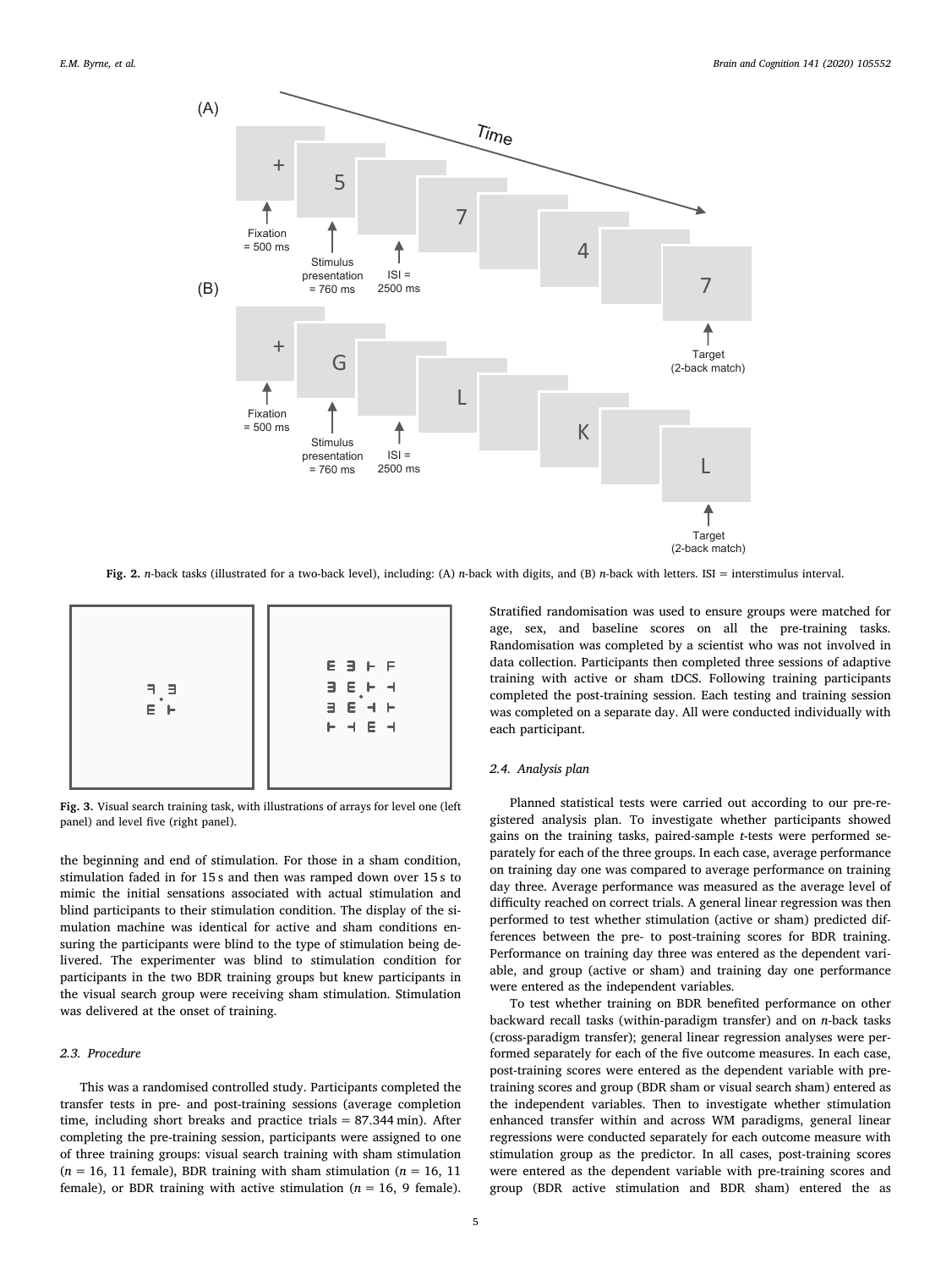Fig. 2. *n*-back tasks (illustrated for a two-back level), including: (A) *n*-back with digits, and (B) *n*-back with letters. ISI = interstimulus interval.

Fig. 3. Visual search training task, with illustrations of arrays for level one (left panel) and level five (right panel).

the beginning and end of stimulation. For those in a sham condition, stimulation faded in for 15 s and then was ramped down over 15 s to mimic the initial sensations associated with actual stimulation and blind participants to their stimulation condition. The display of the simulation machine was identical for active and sham conditions ensuring the participants were blind to the type of stimulation being delivered. The experimenter was blind to stimulation condition for participants in the two BDR training groups but knew participants in the visual search group were receiving sham stimulation. Stimulation was delivered at the onset of training.

### 2.3. Procedure

This was a randomised controlled study. Participants completed the transfer tests in pre- and post-training sessions (average completion time, including short breaks and practice trials = 87.344 min). After completing the pre-training session, participants were assigned to one of three training groups: visual search training with sham stimulation ($n$ = 16, 11 female), BDR training with sham stimulation ($n$ = 16, 11 female), or BDR training with active stimulation ($n$ = 16, 9 female). Stratified randomisation was used to ensure groups were matched for age, sex, and baseline scores on all the pre-training tasks. Randomisation was completed by a scientist who was not involved in data collection. Participants then completed three sessions of adaptive training with active or sham tDCS. Following training participants completed the post-training session. Each testing and training session was completed on a separate day. All were conducted individually with each participant.

### 2.4. Analysis plan

Planned statistical tests were carried out according to our pre-registered analysis plan. To investigate whether participants showed gains on the training tasks, paired-sample $t$-tests were performed separately for each of the three groups. In each case, average performance on training day one was compared to average performance on training day three. Average performance was measured as the average level of difficulty reached on correct trials. A general linear regression was then performed to test whether stimulation (active or sham) predicted differences between the pre- to post-training scores for BDR training. Performance on training day three was entered as the dependent variable, and group (active or sham) and training day one performance were entered as the independent variables.

To test whether training on BDR benefited performance on other backward recall tasks (within-paradigm transfer) and on *n*-back tasks (cross-paradigm transfer); general linear regression analyses were performed separately for each of the five outcome measures. In each case, post-training scores were entered as the dependent variable with pre-training scores and group (BDR sham or visual search sham) entered as the independent variables. Then to investigate whether stimulation enhanced transfer within and across WM paradigms, general linear regressions were conducted separately for each outcome measure with stimulation group as the predictor. In all cases, post-training scores were entered as the dependent variable with pre-training scores and group (BDR active stimulation and BDR sham) entered the as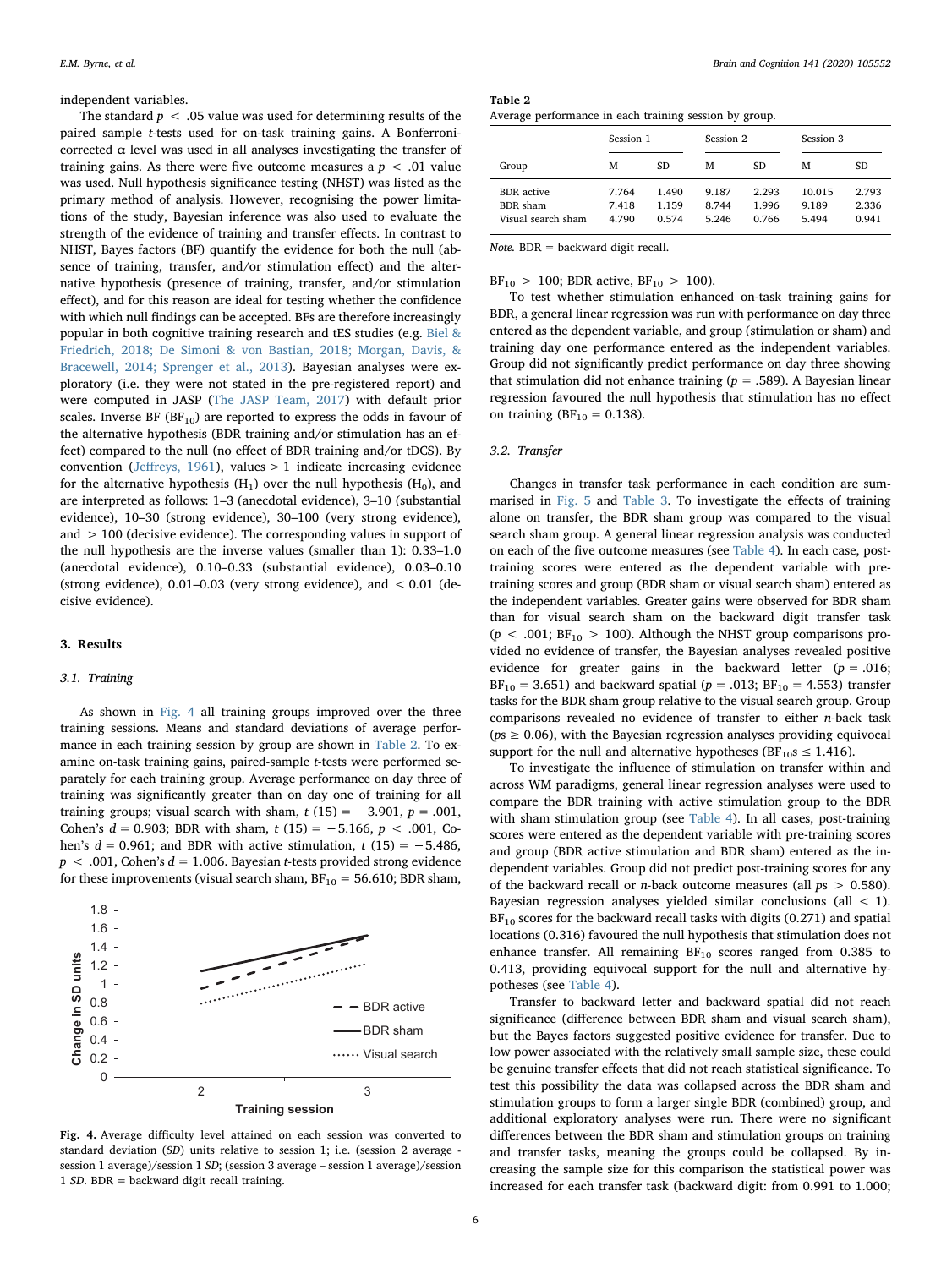independent variables.

The standard $p < .05$ value was used for determining results of the paired sample t-tests used for on-task training gains. A Bonferroni-corrected α level was used in all analyses investigating the transfer of training gains. As there were five outcome measures a $p < .01$ value was used. Null hypothesis significance testing (NHST) was listed as the primary method of analysis. However, recognising the power limitations of the study, Bayesian inference was also used to evaluate the strength of the evidence of training and transfer effects. In contrast to NHST, Bayes factors (BF) quantify the evidence for both the null (absence of training, transfer, and/or stimulation effect) and the alternative hypothesis (presence of training, transfer, and/or stimulation effect), and for this reason are ideal for testing whether the confidence with which null findings can be accepted. BFs are therefore increasingly popular in both cognitive training research and tES studies (e.g. Biel & Friedrich, 2018; De Simoni & von Bastian, 2018; Morgan, Davis, & Bracewell, 2014; Sprenger et al., 2013). Bayesian analyses were exploratory (i.e. they were not stated in the pre-registered report) and were computed in JASP (The JASP Team, 2017) with default prior scales. Inverse BF ($BF_{10}$) are reported to express the odds in favour of the alternative hypothesis (BDR training and/or stimulation has an effect) compared to the null (no effect of BDR training and/or tDCS). By convention (Jeffreys, 1961), values > 1 indicate increasing evidence for the alternative hypothesis ($H_1$) over the null hypothesis ($H_0$), and are interpreted as follows: 1–3 (anecdotal evidence), 3–10 (substantial evidence), 10–30 (strong evidence), 30–100 (very strong evidence), and > 100 (decisive evidence). The corresponding values in support of the null hypothesis are the inverse values (smaller than 1): 0.33–1.0 (anecdotal evidence), 0.10–0.33 (substantial evidence), 0.03–0.10 (strong evidence), 0.01–0.03 (very strong evidence), and < 0.01 (decisive evidence).

## 3. Results

### 3.1. Training

As shown in Fig. 4 all training groups improved over the three training sessions. Means and standard deviations of average performance in each training session by group are shown in Table 2. To examine on-task training gains, paired-sample t-tests were performed separately for each training group. Average performance on day three of training was significantly greater than on day one of training for all training groups; visual search with sham, $t(15) = -3.901$, $p = .001$, Cohen's $d = 0.903$; BDR with sham, $t(15) = -5.166$, $p < .001$, Cohen's $d = 0.961$; and BDR with active stimulation, $t(15) = -5.486$, $p < .001$, Cohen's $d = 1.006$. Bayesian t-tests provided strong evidence for these improvements (visual search sham, $BF_{10} = 56.610$; BDR sham, $BF_{10} > 100$; BDR active, $BF_{10} > 100$).

Fig. 4. Average difficulty level attained on each session was converted to standard deviation (SD) units relative to session 1; i.e. (session 2 average - session 1 average)/session 1 SD; (session 3 average – session 1 average)/session 1 SD. BDR = backward digit recall training.

**Table 2**
Average performance in each training session by group.

| Group | Session 1 | | Session 2 | | Session 3 | |
|---|---|---|---|---|---|---|
| | M | SD | M | SD | M | SD |
| BDR active | 7.764 | 1.490 | 9.187 | 2.293 | 10.015 | 2.793 |
| BDR sham | 7.418 | 1.159 | 8.744 | 1.996 | 9.189 | 2.336 |
| Visual search sham | 4.790 | 0.574 | 5.246 | 0.766 | 5.494 | 0.941 |

*Note.* BDR = backward digit recall.

To test whether stimulation enhanced on-task training gains for BDR, a general linear regression was run with performance on day three entered as the dependent variable, and group (stimulation or sham) and training day one performance entered as the independent variables. Group did not significantly predict performance on day three showing that stimulation did not enhance training ($p = .589$). A Bayesian linear regression favoured the null hypothesis that stimulation has no effect on training ($BF_{10} = 0.138$).

### 3.2. Transfer

Changes in transfer task performance in each condition are summarised in Fig. 5 and Table 3. To investigate the effects of training alone on transfer, the BDR sham group was compared to the visual search sham group. A general linear regression analysis was conducted on each of the five outcome measures (see Table 4). In each case, post-training scores were entered as the dependent variable with pre-training scores and group (BDR sham or visual search sham) entered as the independent variables. Greater gains were observed for BDR sham than for visual search sham on the backward digit transfer task ($p < .001$; $BF_{10} > 100$). Although the NHST group comparisons provided no evidence of transfer, the Bayesian analyses revealed positive evidence for greater gains in the backward letter ($p = .016$; $BF_{10} = 3.651$) and backward spatial ($p = .013$; $BF_{10} = 4.553$) transfer tasks for the BDR sham group relative to the visual search group. Group comparisons revealed no evidence of transfer to either n-back task ($ps \geq 0.06$), with the Bayesian regression analyses providing equivocal support for the null and alternative hypotheses ($BF_{10}s \leq 1.416$).

To investigate the influence of stimulation on transfer within and across WM paradigms, general linear regression analyses were used to compare the BDR training with active stimulation group to the BDR with sham stimulation group (see Table 4). In all cases, post-training scores were entered as the dependent variable with pre-training scores and group (BDR active stimulation and BDR sham) entered as the independent variables. Group did not predict post-training scores for any of the backward recall or n-back outcome measures (all $ps > 0.580$). Bayesian regression analyses yielded similar conclusions (all < 1). $BF_{10}$ scores for the backward recall tasks with digits (0.271) and spatial locations (0.316) favoured the null hypothesis that stimulation does not enhance transfer. All remaining $BF_{10}$ scores ranged from 0.385 to 0.413, providing equivocal support for the null and alternative hypotheses (see Table 4).

Transfer to backward letter and backward spatial did not reach significance (difference between BDR sham and visual search sham), but the Bayes factors suggested positive evidence for transfer. Due to low power associated with the relatively small sample size, these could be genuine transfer effects that did not reach statistical significance. To test this possibility the data was collapsed across the BDR sham and stimulation groups to form a larger single BDR (combined) group, and additional exploratory analyses were run. There were no significant differences between the BDR sham and stimulation groups on training and transfer tasks, meaning the groups could be collapsed. By increasing the sample size for this comparison the statistical power was increased for each transfer task (backward digit: from 0.991 to 1.000;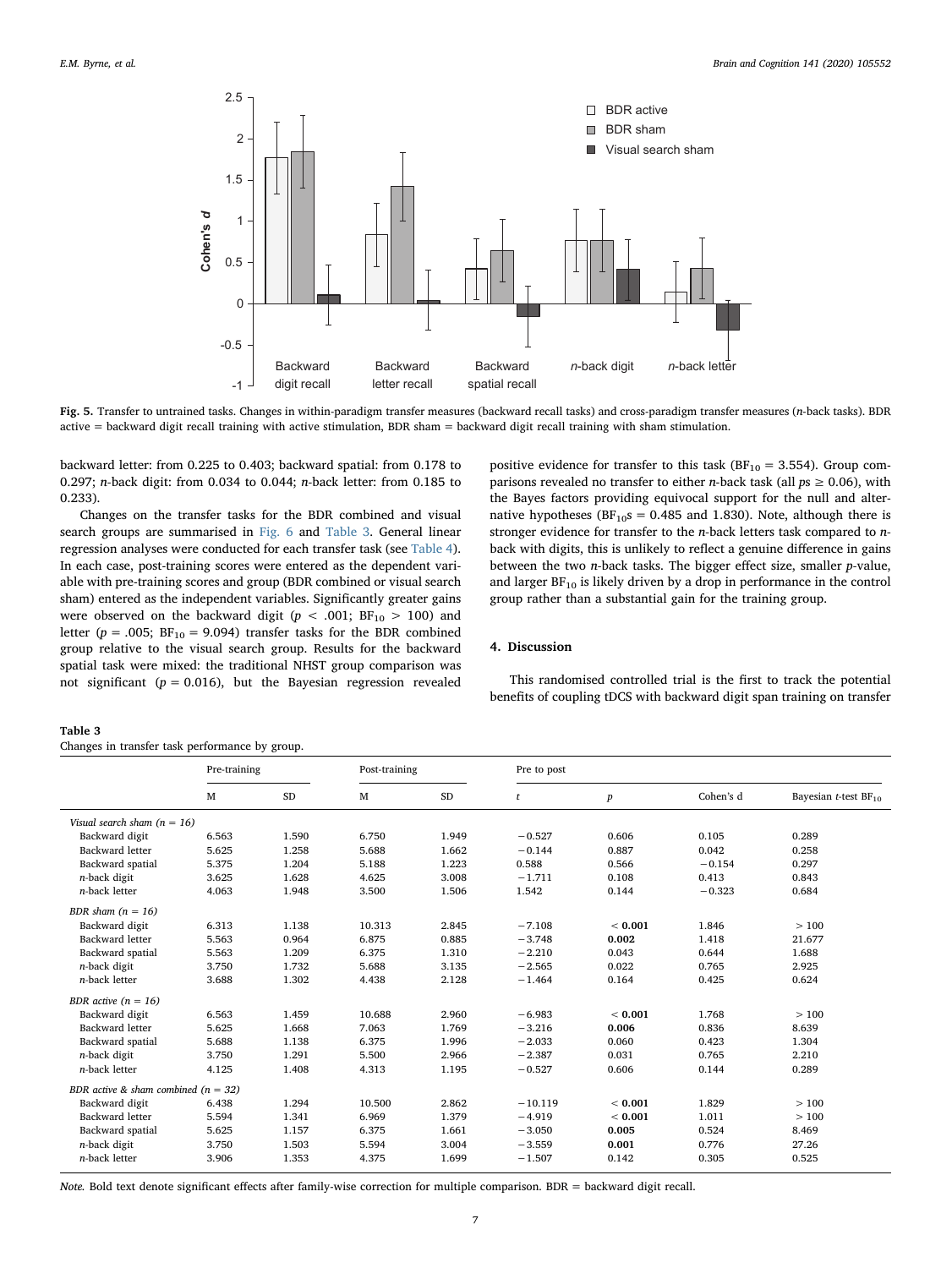Fig. 5. Transfer to untrained tasks. Changes in within-paradigm transfer measures (backward recall tasks) and cross-paradigm transfer measures (*n*-back tasks). BDR active = backward digit recall training with active stimulation, BDR sham = backward digit recall training with sham stimulation.

backward letter: from 0.225 to 0.403; backward spatial: from 0.178 to 0.297; *n*-back digit: from 0.034 to 0.044; *n*-back letter: from 0.185 to 0.233).

Changes on the transfer tasks for the BDR combined and visual search groups are summarised in Fig. 6 and Table 3. General linear regression analyses were conducted for each transfer task (see Table 4). In each case, post-training scores were entered as the dependent variable with pre-training scores and group (BDR combined or visual search sham) entered as the independent variables. Significantly greater gains were observed on the backward digit ($p < .001$; $BF_{10} > 100$) and letter ($p = .005$; $BF_{10} = 9.094$) transfer tasks for the BDR combined group relative to the visual search group. Results for the backward spatial task were mixed: the traditional NHST group comparison was not significant ($p = 0.016$), but the Bayesian regression revealed positive evidence for transfer to this task ($BF_{10} = 3.554$). Group comparisons revealed no transfer to either *n*-back task (all $ps \geq 0.06$), with the Bayes factors providing equivocal support for the null and alternative hypotheses ($BF_{10}s = 0.485$ and $1.830$). Note, although there is stronger evidence for transfer to the *n*-back letters task compared to *n*-back with digits, this is unlikely to reflect a genuine difference in gains between the two *n*-back tasks. The bigger effect size, smaller *p*-value, and larger $BF_{10}$ is likely driven by a drop in performance in the control group rather than a substantial gain for the training group.

## 4. Discussion

This randomised controlled trial is the first to track the potential benefits of coupling tDCS with backward digit span training on transfer

**Table 3**
Changes in transfer task performance by group.

| | Pre-training | | Post-training | | Pre to post | | | |
|---|---|---|---|---|---|---|---|---|
| | M | SD | M | SD | $t$ | $p$ | Cohen's d | Bayesian *t*-test $BF_{10}$ |
| *Visual search sham (n = 16)* | | | | | | | | |
| Backward digit | 6.563 | 1.590 | 6.750 | 1.949 | −0.527 | 0.606 | 0.105 | 0.289 |
| Backward letter | 5.625 | 1.258 | 5.688 | 1.662 | −0.144 | 0.887 | 0.042 | 0.258 |
| Backward spatial | 5.375 | 1.204 | 5.188 | 1.223 | 0.588 | 0.566 | −0.154 | 0.297 |
| *n*-back digit | 3.625 | 1.628 | 4.625 | 3.008 | −1.711 | 0.108 | 0.413 | 0.843 |
| *n*-back letter | 4.063 | 1.948 | 3.500 | 1.506 | 1.542 | 0.144 | −0.323 | 0.684 |
| *BDR sham (n = 16)* | | | | | | | | |
| Backward digit | 6.313 | 1.138 | 10.313 | 2.845 | −7.108 | **< 0.001** | 1.846 | > 100 |
| Backward letter | 5.563 | 0.964 | 6.875 | 0.885 | −3.748 | **0.002** | 1.418 | 21.677 |
| Backward spatial | 5.563 | 1.209 | 6.375 | 1.310 | −2.210 | 0.043 | 0.644 | 1.688 |
| *n*-back digit | 3.750 | 1.732 | 5.688 | 3.135 | −2.565 | 0.022 | 0.765 | 2.925 |
| *n*-back letter | 3.688 | 1.302 | 4.438 | 2.128 | −1.464 | 0.164 | 0.425 | 0.624 |
| *BDR active (n = 16)* | | | | | | | | |
| Backward digit | 6.563 | 1.459 | 10.688 | 2.960 | −6.983 | **< 0.001** | 1.768 | > 100 |
| Backward letter | 5.625 | 1.668 | 7.063 | 1.769 | −3.216 | **0.006** | 0.836 | 8.639 |
| Backward spatial | 5.688 | 1.138 | 6.375 | 1.996 | −2.033 | 0.060 | 0.423 | 1.304 |
| *n*-back digit | 3.750 | 1.291 | 5.500 | 2.966 | −2.387 | 0.031 | 0.765 | 2.210 |
| *n*-back letter | 4.125 | 1.408 | 4.313 | 1.195 | −0.527 | 0.606 | 0.144 | 0.289 |
| *BDR active & sham combined (n = 32)* | | | | | | | | |
| Backward digit | 6.438 | 1.294 | 10.500 | 2.862 | −10.119 | **< 0.001** | 1.829 | > 100 |
| Backward letter | 5.594 | 1.341 | 6.969 | 1.379 | −4.919 | **< 0.001** | 1.011 | > 100 |
| Backward spatial | 5.625 | 1.157 | 6.375 | 1.661 | −3.050 | **0.005** | 0.524 | 8.469 |
| *n*-back digit | 3.750 | 1.503 | 5.594 | 3.004 | −3.559 | **0.001** | 0.776 | 27.26 |
| *n*-back letter | 3.906 | 1.353 | 4.375 | 1.699 | −1.507 | 0.142 | 0.305 | 0.525 |

*Note.* Bold text denote significant effects after family-wise correction for multiple comparison. BDR = backward digit recall.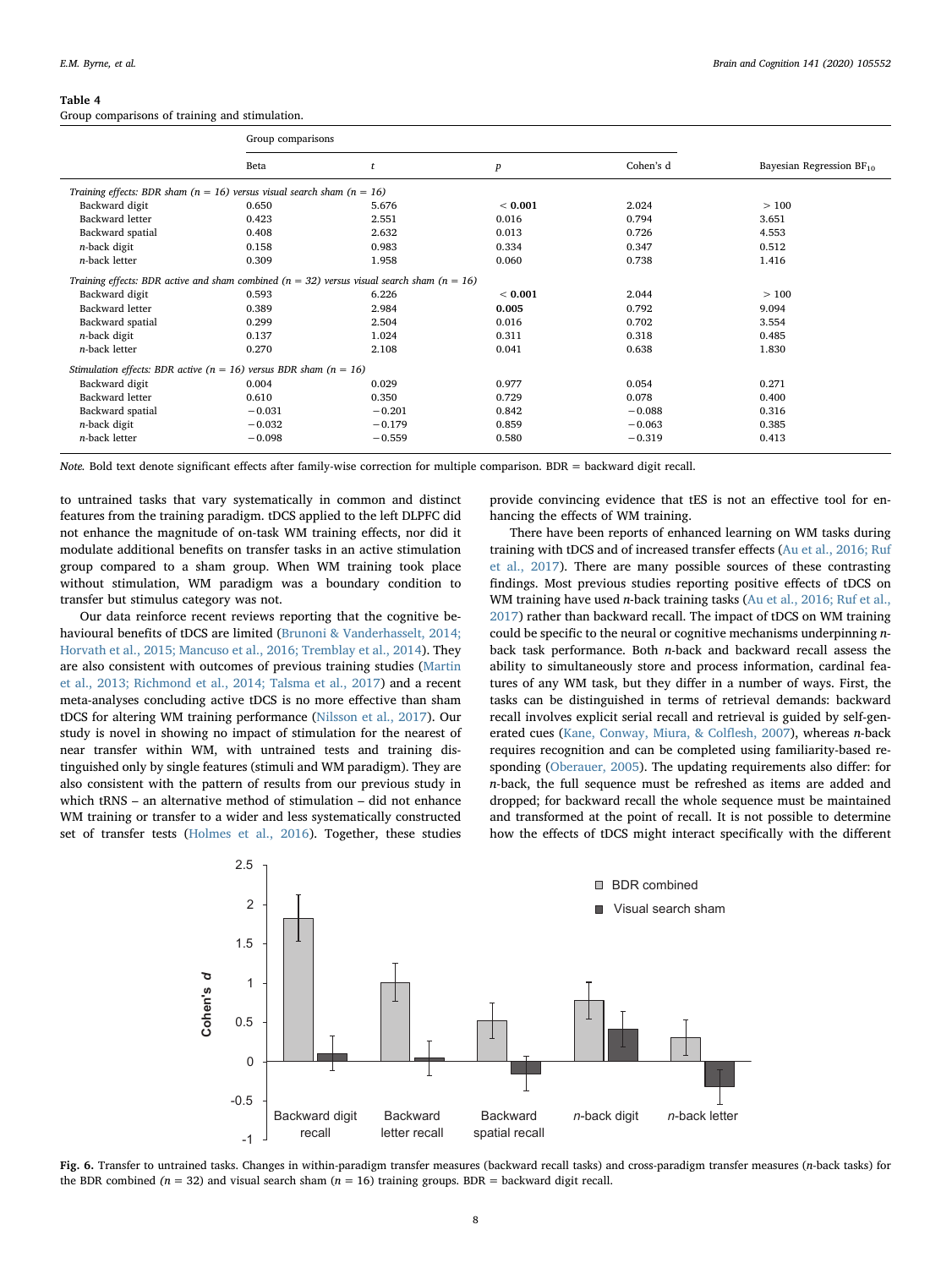**Table 4**
Group comparisons of training and stimulation.

| | Group comparisons | | | | |
|---|---|---|---|---|---|
| | Beta | *t* | *p* | Cohen's d | Bayesian Regression $BF_{10}$ |
| *Training effects: BDR sham (n = 16) versus visual search sham (n = 16)* | | | | | |
| Backward digit | 0.650 | 5.676 | **< 0.001** | 2.024 | > 100 |
| Backward letter | 0.423 | 2.551 | 0.016 | 0.794 | 3.651 |
| Backward spatial | 0.408 | 2.632 | 0.013 | 0.726 | 4.553 |
| *n*-back digit | 0.158 | 0.983 | 0.334 | 0.347 | 0.512 |
| *n*-back letter | 0.309 | 1.958 | 0.060 | 0.738 | 1.416 |
| *Training effects: BDR active and sham combined (n = 32) versus visual search sham (n = 16)* | | | | | |
| Backward digit | 0.593 | 6.226 | **< 0.001** | 2.044 | > 100 |
| Backward letter | 0.389 | 2.984 | **0.005** | 0.792 | 9.094 |
| Backward spatial | 0.299 | 2.504 | 0.016 | 0.702 | 3.554 |
| *n*-back digit | 0.137 | 1.024 | 0.311 | 0.318 | 0.485 |
| *n*-back letter | 0.270 | 2.108 | 0.041 | 0.638 | 1.830 |
| *Stimulation effects: BDR active (n = 16) versus BDR sham (n = 16)* | | | | | |
| Backward digit | 0.004 | 0.029 | 0.977 | 0.054 | 0.271 |
| Backward letter | 0.610 | 0.350 | 0.729 | 0.078 | 0.400 |
| Backward spatial | −0.031 | −0.201 | 0.842 | −0.088 | 0.316 |
| *n*-back digit | −0.032 | −0.179 | 0.859 | −0.063 | 0.385 |
| *n*-back letter | −0.098 | −0.559 | 0.580 | −0.319 | 0.413 |

*Note.* Bold text denote significant effects after family-wise correction for multiple comparison. BDR = backward digit recall.

to untrained tasks that vary systematically in common and distinct features from the training paradigm. tDCS applied to the left DLPFC did not enhance the magnitude of on-task WM training effects, nor did it modulate additional benefits on transfer tasks in an active stimulation group compared to a sham group. When WM training took place without stimulation, WM paradigm was a boundary condition to transfer but stimulus category was not.

Our data reinforce recent reviews reporting that the cognitive behavioural benefits of tDCS are limited (Brunoni & Vanderhasselt, 2014; Horvath et al., 2015; Mancuso et al., 2016; Tremblay et al., 2014). They are also consistent with outcomes of previous training studies (Martin et al., 2013; Richmond et al., 2014; Talsma et al., 2017) and a recent meta-analyses concluding active tDCS is no more effective than sham tDCS for altering WM training performance (Nilsson et al., 2017). Our study is novel in showing no impact of stimulation for the nearest of near transfer within WM, with untrained tests and training distinguished only by single features (stimuli and WM paradigm). They are also consistent with the pattern of results from our previous study in which tRNS – an alternative method of stimulation – did not enhance WM training or transfer to a wider and less systematically constructed set of transfer tests (Holmes et al., 2016). Together, these studies provide convincing evidence that tES is not an effective tool for enhancing the effects of WM training.

There have been reports of enhanced learning on WM tasks during training with tDCS and of increased transfer effects (Au et al., 2016; Ruf et al., 2017). There are many possible sources of these contrasting findings. Most previous studies reporting positive effects of tDCS on WM training have used *n*-back training tasks (Au et al., 2016; Ruf et al., 2017) rather than backward recall. The impact of tDCS on WM training could be specific to the neural or cognitive mechanisms underpinning *n*-back task performance. Both *n*-back and backward recall assess the ability to simultaneously store and process information, cardinal features of any WM task, but they differ in a number of ways. First, the tasks can be distinguished in terms of retrieval demands: backward recall involves explicit serial recall and retrieval is guided by self-generated cues (Kane, Conway, Miura, & Colflesh, 2007), whereas *n*-back requires recognition and can be completed using familiarity-based responding (Oberauer, 2005). The updating requirements also differ: for *n*-back, the full sequence must be refreshed as items are added and dropped; for backward recall the whole sequence must be maintained and transformed at the point of recall. It is not possible to determine how the effects of tDCS might interact specifically with the different

**Fig. 6.** Transfer to untrained tasks. Changes in within-paradigm transfer measures (backward recall tasks) and cross-paradigm transfer measures (*n*-back tasks) for the BDR combined (*n* = 32) and visual search sham (*n* = 16) training groups. BDR = backward digit recall.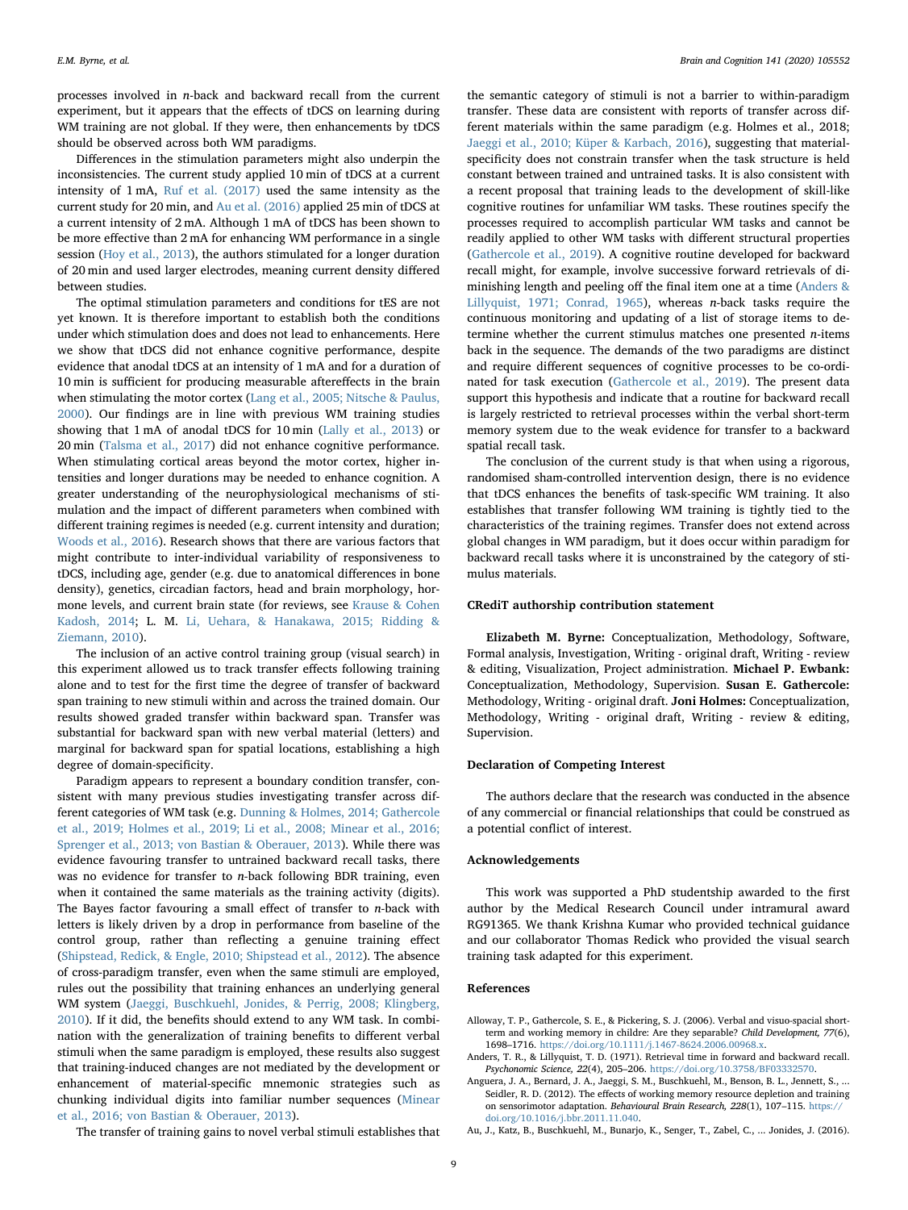processes involved in *n*-back and backward recall from the current experiment, but it appears that the effects of tDCS on learning during WM training are not global. If they were, then enhancements by tDCS should be observed across both WM paradigms.

Differences in the stimulation parameters might also underpin the inconsistencies. The current study applied 10 min of tDCS at a current intensity of 1 mA, Ruf et al. (2017) used the same intensity as the current study for 20 min, and Au et al. (2016) applied 25 min of tDCS at a current intensity of 2 mA. Although 1 mA of tDCS has been shown to be more effective than 2 mA for enhancing WM performance in a single session (Hoy et al., 2013), the authors stimulated for a longer duration of 20 min and used larger electrodes, meaning current density differed between studies.

The optimal stimulation parameters and conditions for tES are not yet known. It is therefore important to establish both the conditions under which stimulation does and does not lead to enhancements. Here we show that tDCS did not enhance cognitive performance, despite evidence that anodal tDCS at an intensity of 1 mA and for a duration of 10 min is sufficient for producing measurable aftereffects in the brain when stimulating the motor cortex (Lang et al., 2005; Nitsche & Paulus, 2000). Our findings are in line with previous WM training studies showing that 1 mA of anodal tDCS for 10 min (Lally et al., 2013) or 20 min (Talsma et al., 2017) did not enhance cognitive performance. When stimulating cortical areas beyond the motor cortex, higher intensities and longer durations may be needed to enhance cognition. A greater understanding of the neurophysiological mechanisms of stimulation and the impact of different parameters when combined with different training regimes is needed (e.g. current intensity and duration; Woods et al., 2016). Research shows that there are various factors that might contribute to inter-individual variability of responsiveness to tDCS, including age, gender (e.g. due to anatomical differences in bone density), genetics, circadian factors, head and brain morphology, hormone levels, and current brain state (for reviews, see Krause & Cohen Kadosh, 2014; L. M. Li, Uehara, & Hanakawa, 2015; Ridding & Ziemann, 2010).

The inclusion of an active control training group (visual search) in this experiment allowed us to track transfer effects following training alone and to test for the first time the degree of transfer of backward span training to new stimuli within and across the trained domain. Our results showed graded transfer within backward span. Transfer was substantial for backward span with new verbal material (letters) and marginal for backward span for spatial locations, establishing a high degree of domain-specificity.

Paradigm appears to represent a boundary condition transfer, consistent with many previous studies investigating transfer across different categories of WM task (e.g. Dunning & Holmes, 2014; Gathercole et al., 2019; Holmes et al., 2019; Li et al., 2008; Minear et al., 2016; Sprenger et al., 2013; von Bastian & Oberauer, 2013). While there was evidence favouring transfer to untrained backward recall tasks, there was no evidence for transfer to *n*-back following BDR training, even when it contained the same materials as the training activity (digits). The Bayes factor favouring a small effect of transfer to *n*-back with letters is likely driven by a drop in performance from baseline of the control group, rather than reflecting a genuine training effect (Shipstead, Redick, & Engle, 2010; Shipstead et al., 2012). The absence of cross-paradigm transfer, even when the same stimuli are employed, rules out the possibility that training enhances an underlying general WM system (Jaeggi, Buschkuehl, Jonides, & Perrig, 2008; Klingberg, 2010). If it did, the benefits should extend to any WM task. In combination with the generalization of training benefits to different verbal stimuli when the same paradigm is employed, these results also suggest that training-induced changes are not mediated by the development or enhancement of material-specific mnemonic strategies such as chunking individual digits into familiar number sequences (Minear et al., 2016; von Bastian & Oberauer, 2013).

The transfer of training gains to novel verbal stimuli establishes that the semantic category of stimuli is not a barrier to within-paradigm transfer. These data are consistent with reports of transfer across different materials within the same paradigm (e.g. Holmes et al., 2018; Jaeggi et al., 2010; Küper & Karbach, 2016), suggesting that material-specificity does not constrain transfer when the task structure is held constant between trained and untrained tasks. It is also consistent with a recent proposal that training leads to the development of skill-like cognitive routines for unfamiliar WM tasks. These routines specify the processes required to accomplish particular WM tasks and cannot be readily applied to other WM tasks with different structural properties (Gathercole et al., 2019). A cognitive routine developed for backward recall might, for example, involve successive forward retrievals of diminishing length and peeling off the final item one at a time (Anders & Lillyquist, 1971; Conrad, 1965), whereas *n*-back tasks require the continuous monitoring and updating of a list of storage items to determine whether the current stimulus matches one presented *n*-items back in the sequence. The demands of the two paradigms are distinct and require different sequences of cognitive processes to be co-ordinated for task execution (Gathercole et al., 2019). The present data support this hypothesis and indicate that a routine for backward recall is largely restricted to retrieval processes within the verbal short-term memory system due to the weak evidence for transfer to a backward spatial recall task.

The conclusion of the current study is that when using a rigorous, randomised sham-controlled intervention design, there is no evidence that tDCS enhances the benefits of task-specific WM training. It also establishes that transfer following WM training is tightly tied to the characteristics of the training regimes. Transfer does not extend across global changes in WM paradigm, but it does occur within paradigm for backward recall tasks where it is unconstrained by the category of stimulus materials.

## CRediT authorship contribution statement

**Elizabeth M. Byrne:** Conceptualization, Methodology, Software, Formal analysis, Investigation, Writing - original draft, Writing - review & editing, Visualization, Project administration. **Michael P. Ewbank:** Conceptualization, Methodology, Supervision. **Susan E. Gathercole:** Methodology, Writing - original draft. **Joni Holmes:** Conceptualization, Methodology, Writing - original draft, Writing - review & editing, Supervision.

## Declaration of Competing Interest

The authors declare that the research was conducted in the absence of any commercial or financial relationships that could be construed as a potential conflict of interest.

## Acknowledgements

This work was supported a PhD studentship awarded to the first author by the Medical Research Council under intramural award RG91365. We thank Krishna Kumar who provided technical guidance and our collaborator Thomas Redick who provided the visual search training task adapted for this experiment.

## References

Alloway, T. P., Gathercole, S. E., & Pickering, S. J. (2006). Verbal and visuo-spacial short-term and working memory in childre: Are they separable? *Child Development, 77*(6), 1698–1716. https://doi.org/10.1111/j.1467-8624.2006.00968.x.

Anders, T. R., & Lillyquist, T. D. (1971). Retrieval time in forward and backward recall. *Psychonomic Science, 22*(4), 205–206. https://doi.org/10.3758/BF03332570.

Anguera, J. A., Bernard, J. A., Jaeggi, S. M., Buschkuehl, M., Benson, B. L., Jennett, S., ... Seidler, R. D. (2012). The effects of working memory resource depletion and training on sensorimotor adaptation. *Behavioural Brain Research, 228*(1), 107–115. https://doi.org/10.1016/j.bbr.2011.11.040.

Au, J., Katz, B., Buschkuehl, M., Bunarjo, K., Senger, T., Zabel, C., ... Jonides, J. (2016).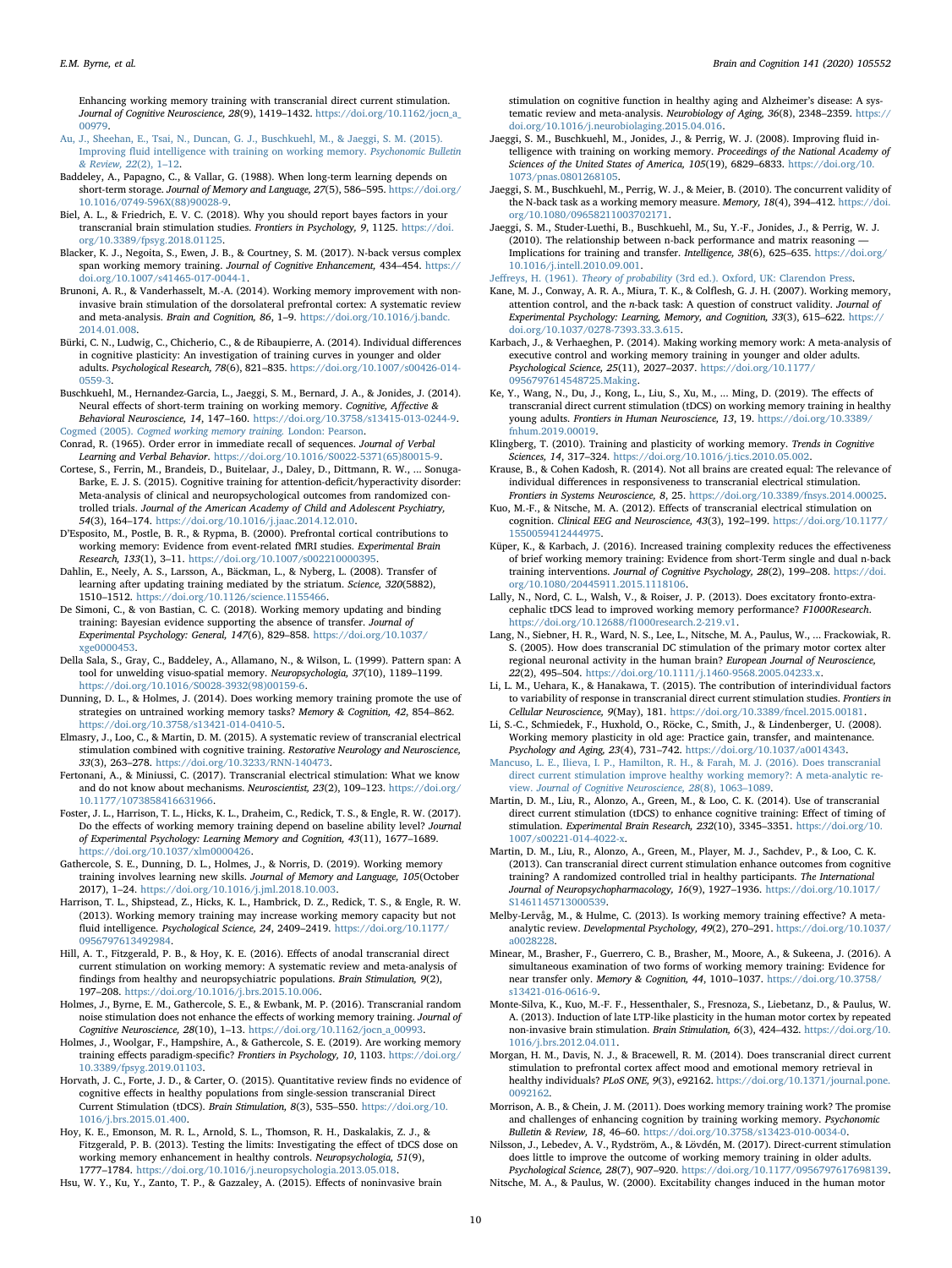Enhancing working memory training with transcranial direct current stimulation. *Journal of Cognitive Neuroscience, 28*(9), 1419–1432. https://doi.org/10.1162/jocn_a_00979.

Au, J., Sheehan, E., Tsai, N., Duncan, G. J., Buschkuehl, M., & Jaeggi, S. M. (2015). Improving fluid intelligence with training on working memory. *Psychonomic Bulletin & Review, 22*(2), 1–12.

Baddeley, A., Papagno, C., & Vallar, G. (1988). When long-term learning depends on short-term storage. *Journal of Memory and Language, 27*(5), 586–595. https://doi.org/10.1016/0749-596X(88)90028-9.

Biel, A. L., & Friedrich, E. V. C. (2018). Why you should report bayes factors in your transcranial brain stimulation studies. *Frontiers in Psychology, 9*, 1125. https://doi.org/10.3389/fpsyg.2018.01125.

Blacker, K. J., Negoita, S., Ewen, J. B., & Courtney, S. M. (2017). N-back versus complex span working memory training. *Journal of Cognitive Enhancement*, 434–454. https://doi.org/10.1007/s41465-017-0044-1.

Brunoni, A. R., & Vanderhasselt, M.-A. (2014). Working memory improvement with non-invasive brain stimulation of the dorsolateral prefrontal cortex: A systematic review and meta-analysis. *Brain and Cognition, 86*, 1–9. https://doi.org/10.1016/j.bandc.2014.01.008.

Bürki, C. N., Ludwig, C., Chicherio, C., & de Ribaupierre, A. (2014). Individual differences in cognitive plasticity: An investigation of training curves in younger and older adults. *Psychological Research, 78*(6), 821–835. https://doi.org/10.1007/s00426-014-0559-3.

Buschkuehl, M., Hernandez-Garcia, L., Jaeggi, S. M., Bernard, J. A., & Jonides, J. (2014). Neural effects of short-term training on working memory. *Cognitive, Affective & Behavioral Neuroscience, 14*, 147–160. https://doi.org/10.3758/s13415-013-0244-9.

Cogmed (2005). *Cogmed working memory training.* London: Pearson.

Conrad, R. (1965). Order error in immediate recall of sequences. *Journal of Verbal Learning and Verbal Behavior*. https://doi.org/10.1016/S0022-5371(65)80015-9.

Cortese, S., Ferrin, M., Brandeis, D., Buitelaar, J., Daley, D., Dittmann, R. W., ... Sonuga-Barke, E. J. S. (2015). Cognitive training for attention-deficit/hyperactivity disorder: Meta-analysis of clinical and neuropsychological outcomes from randomized controlled trials. *Journal of the American Academy of Child and Adolescent Psychiatry, 54*(3), 164–174. https://doi.org/10.1016/j.jaac.2014.12.010.

D'Esposito, M., Postle, B. R., & Rypma, B. (2000). Prefrontal cortical contributions to working memory: Evidence from event-related fMRI studies. *Experimental Brain Research, 133*(1), 3–11. https://doi.org/10.1007/s002210000395.

Dahlin, E., Neely, A. S., Larsson, A., Bäckman, L., & Nyberg, L. (2008). Transfer of learning after updating training mediated by the striatum. *Science, 320*(5882), 1510–1512. https://doi.org/10.1126/science.1155466.

De Simoni, C., & von Bastian, C. C. (2018). Working memory updating and binding training: Bayesian evidence supporting the absence of transfer. *Journal of Experimental Psychology: General, 147*(6), 829–858. https://doi.org/10.1037/xge0000453.

Della Sala, S., Gray, C., Baddeley, A., Allamano, N., & Wilson, L. (1999). Pattern span: A tool for unwelding visuo-spatial memory. *Neuropsychologia, 37*(10), 1189–1199. https://doi.org/10.1016/S0028-3932(98)00159-6.

Dunning, D. L., & Holmes, J. (2014). Does working memory training promote the use of strategies on untrained working memory tasks? *Memory & Cognition, 42*, 854–862. https://doi.org/10.3758/s13421-014-0410-5.

Elmasry, J., Loo, C., & Martin, D. M. (2015). A systematic review of transcranial electrical stimulation combined with cognitive training. *Restorative Neurology and Neuroscience, 33*(3), 263–278. https://doi.org/10.3233/RNN-140473.

Fertonani, A., & Miniussi, C. (2017). Transcranial electrical stimulation: What we know and do not know about mechanisms. *Neuroscientist, 23*(2), 109–123. https://doi.org/10.1177/1073858416631966.

Foster, J. L., Harrison, T. L., Hicks, K. L., Draheim, C., Redick, T. S., & Engle, R. W. (2017). Do the effects of working memory training depend on baseline ability level? *Journal of Experimental Psychology: Learning Memory and Cognition, 43*(11), 1677–1689. https://doi.org/10.1037/xlm0000426.

Gathercole, S. E., Dunning, D. L., Holmes, J., & Norris, D. (2019). Working memory training involves learning new skills. *Journal of Memory and Language, 105*(October 2017), 1–24. https://doi.org/10.1016/j.jml.2018.10.003.

Harrison, T. L., Shipstead, Z., Hicks, K. L., Hambrick, D. Z., Redick, T. S., & Engle, R. W. (2013). Working memory training may increase working memory capacity but not fluid intelligence. *Psychological Science, 24*, 2409–2419. https://doi.org/10.1177/0956797613492984.

Hill, A. T., Fitzgerald, P. B., & Hoy, K. E. (2016). Effects of anodal transcranial direct current stimulation on working memory: A systematic review and meta-analysis of findings from healthy and neuropsychiatric populations. *Brain Stimulation, 9*(2), 197–208. https://doi.org/10.1016/j.brs.2015.10.006.

Holmes, J., Byrne, E. M., Gathercole, S. E., & Ewbank, M. P. (2016). Transcranial random noise stimulation does not enhance the effects of working memory training. *Journal of Cognitive Neuroscience, 28*(10), 1–13. https://doi.org/10.1162/jocn_a_00993.

Holmes, J., Woolgar, F., Hampshire, A., & Gathercole, S. E. (2019). Are working memory training effects paradigm-specific? *Frontiers in Psychology, 10*, 1103. https://doi.org/10.3389/fpsyg.2019.01103.

Horvath, J. C., Forte, J. D., & Carter, O. (2015). Quantitative review finds no evidence of cognitive effects in healthy populations from single-session transcranial Direct Current Stimulation (tDCS). *Brain Stimulation, 8*(3), 535–550. https://doi.org/10.1016/j.brs.2015.01.400.

Hoy, K. E., Emonson, M. R. L., Arnold, S. L., Thomson, R. H., Daskalakis, Z. J., & Fitzgerald, P. B. (2013). Testing the limits: Investigating the effect of tDCS dose on working memory enhancement in healthy controls. *Neuropsychologia, 51*(9), 1777–1784. https://doi.org/10.1016/j.neuropsychologia.2013.05.018.

Hsu, W. Y., Ku, Y., Zanto, T. P., & Gazzaley, A. (2015). Effects of noninvasive brain stimulation on cognitive function in healthy aging and Alzheimer's disease: A systematic review and meta-analysis. *Neurobiology of Aging, 36*(8), 2348–2359. https://doi.org/10.1016/j.neurobiolaging.2015.04.016.

Jaeggi, S. M., Buschkuehl, M., Jonides, J., & Perrig, W. J. (2008). Improving fluid intelligence with training on working memory. *Proceedings of the National Academy of Sciences of the United States of America, 105*(19), 6829–6833. https://doi.org/10.1073/pnas.0801268105.

Jaeggi, S. M., Buschkuehl, M., Perrig, W. J., & Meier, B. (2010). The concurrent validity of the N-back task as a working memory measure. *Memory, 18*(4), 394–412. https://doi.org/10.1080/09658211003702171.

Jaeggi, S. M., Studer-Luethi, B., Buschkuehl, M., Su, Y.-F., Jonides, J., & Perrig, W. J. (2010). The relationship between n-back performance and matrix reasoning — Implications for training and transfer. *Intelligence, 38*(6), 625–635. https://doi.org/10.1016/j.intell.2010.09.001.

Jeffreys, H. (1961). *Theory of probability* (3rd ed.). Oxford, UK: Clarendon Press.

Kane, M. J., Conway, A. R. A., Miura, T. K., & Colflesh, G. J. H. (2007). Working memory, attention control, and the *n*-back task: A question of construct validity. *Journal of Experimental Psychology: Learning, Memory, and Cognition, 33*(3), 615–622. https://doi.org/10.1037/0278-7393.33.3.615.

Karbach, J., & Verhaeghen, P. (2014). Making working memory work: A meta-analysis of executive control and working memory training in younger and older adults. *Psychological Science, 25*(11), 2027–2037. https://doi.org/10.1177/0956797614548725.Making.

Ke, Y., Wang, N., Du, J., Kong, L., Liu, S., Xu, M., ... Ming, D. (2019). The effects of transcranial direct current stimulation (tDCS) on working memory training in healthy young adults. *Frontiers in Human Neuroscience, 13*, 19. https://doi.org/10.3389/fnhum.2019.00019.

Klingberg, T. (2010). Training and plasticity of working memory. *Trends in Cognitive Sciences, 14*, 317–324. https://doi.org/10.1016/j.tics.2010.05.002.

Krause, B., & Cohen Kadosh, R. (2014). Not all brains are created equal: The relevance of individual differences in responsiveness to transcranial electrical stimulation. *Frontiers in Systems Neuroscience, 8*, 25. https://doi.org/10.3389/fnsys.2014.00025.

Kuo, M.-F., & Nitsche, M. A. (2012). Effects of transcranial electrical stimulation on cognition. *Clinical EEG and Neuroscience, 43*(3), 192–199. https://doi.org/10.1177/1550059412444975.

Küper, K., & Karbach, J. (2016). Increased training complexity reduces the effectiveness of brief working memory training: Evidence from short-Term single and dual n-back training interventions. *Journal of Cognitive Psychology, 28*(2), 199–208. https://doi.org/10.1080/20445911.2015.1118106.

Lally, N., Nord, C. L., Walsh, V., & Roiser, J. P. (2013). Does excitatory fronto-extracephalic tDCS lead to improved working memory performance? *F1000Research*. https://doi.org/10.12688/f1000research.2-219.v1.

Lang, N., Siebner, H. R., Ward, N. S., Lee, L., Nitsche, M. A., Paulus, W., ... Frackowiak, R. S. (2005). How does transcranial DC stimulation of the primary motor cortex alter regional neuronal activity in the human brain? *European Journal of Neuroscience, 22*(2), 495–504. https://doi.org/10.1111/j.1460-9568.2005.04233.x.

Li, L. M., Uehara, K., & Hanakawa, T. (2015). The contribution of interindividual factors to variability of response in transcranial direct current stimulation studies. *Frontiers in Cellular Neuroscience, 9*(May), 181. https://doi.org/10.3389/fncel.2015.00181.

Li, S.-C., Schmiedek, F., Huxhold, O., Röcke, C., Smith, J., & Lindenberger, U. (2008). Working memory plasticity in old age: Practice gain, transfer, and maintenance. *Psychology and Aging, 23*(4), 731–742. https://doi.org/10.1037/a0014343.

Mancuso, L. E., Ilieva, I. P., Hamilton, R. H., & Farah, M. J. (2016). Does transcranial direct current stimulation improve healthy working memory?: A meta-analytic review. *Journal of Cognitive Neuroscience, 28*(8), 1063–1089.

Martin, D. M., Liu, R., Alonzo, A., Green, M., & Loo, C. K. (2014). Use of transcranial direct current stimulation (tDCS) to enhance cognitive training: Effect of timing of stimulation. *Experimental Brain Research, 232*(10), 3345–3351. https://doi.org/10.1007/s00221-014-4022-x.

Martin, D. M., Liu, R., Alonzo, A., Green, M., Player, M. J., Sachdev, P., & Loo, C. K. (2013). Can transcranial direct current stimulation enhance outcomes from cognitive training? A randomized controlled trial in healthy participants. *The International Journal of Neuropsychopharmacology, 16*(9), 1927–1936. https://doi.org/10.1017/S1461145713000539.

Melby-Lervåg, M., & Hulme, C. (2013). Is working memory training effective? A meta-analytic review. *Developmental Psychology, 49*(2), 270–291. https://doi.org/10.1037/a0028228.

Minear, M., Brasher, F., Guerrero, C. B., Brasher, M., Moore, A., & Sukeena, J. (2016). A simultaneous examination of two forms of working memory training: Evidence for near transfer only. *Memory & Cognition, 44*, 1010–1037. https://doi.org/10.3758/s13421-016-0616-9.

Monte-Silva, K., Kuo, M.-F., Hessenthaler, S., Fresnoza, S., Liebetanz, D., & Paulus, W. A. (2013). Induction of late LTP-like plasticity in the human motor cortex by repeated non-invasive brain stimulation. *Brain Stimulation, 6*(3), 424–432. https://doi.org/10.1016/j.brs.2012.04.011.

Morgan, H. M., Davis, N. J., & Bracewell, R. M. (2014). Does transcranial direct current stimulation to prefrontal cortex affect mood and emotional memory retrieval in healthy individuals? *PLoS ONE, 9*(3), e92162. https://doi.org/10.1371/journal.pone.0092162.

Morrison, A. B., & Chein, J. M. (2011). Does working memory training work? The promise and challenges of enhancing cognition by training working memory. *Psychonomic Bulletin & Review, 18*, 46–60. https://doi.org/10.3758/s13423-010-0034-0.

Nilsson, J., Lebedev, A. V., Rydström, A., & Lövdén, M. (2017). Direct-current stimulation does little to improve the outcome of working memory training in older adults. *Psychological Science, 28*(7), 907–920. https://doi.org/10.1177/0956797617698139.

Nitsche, M. A., & Paulus, W. (2000). Excitability changes induced in the human motor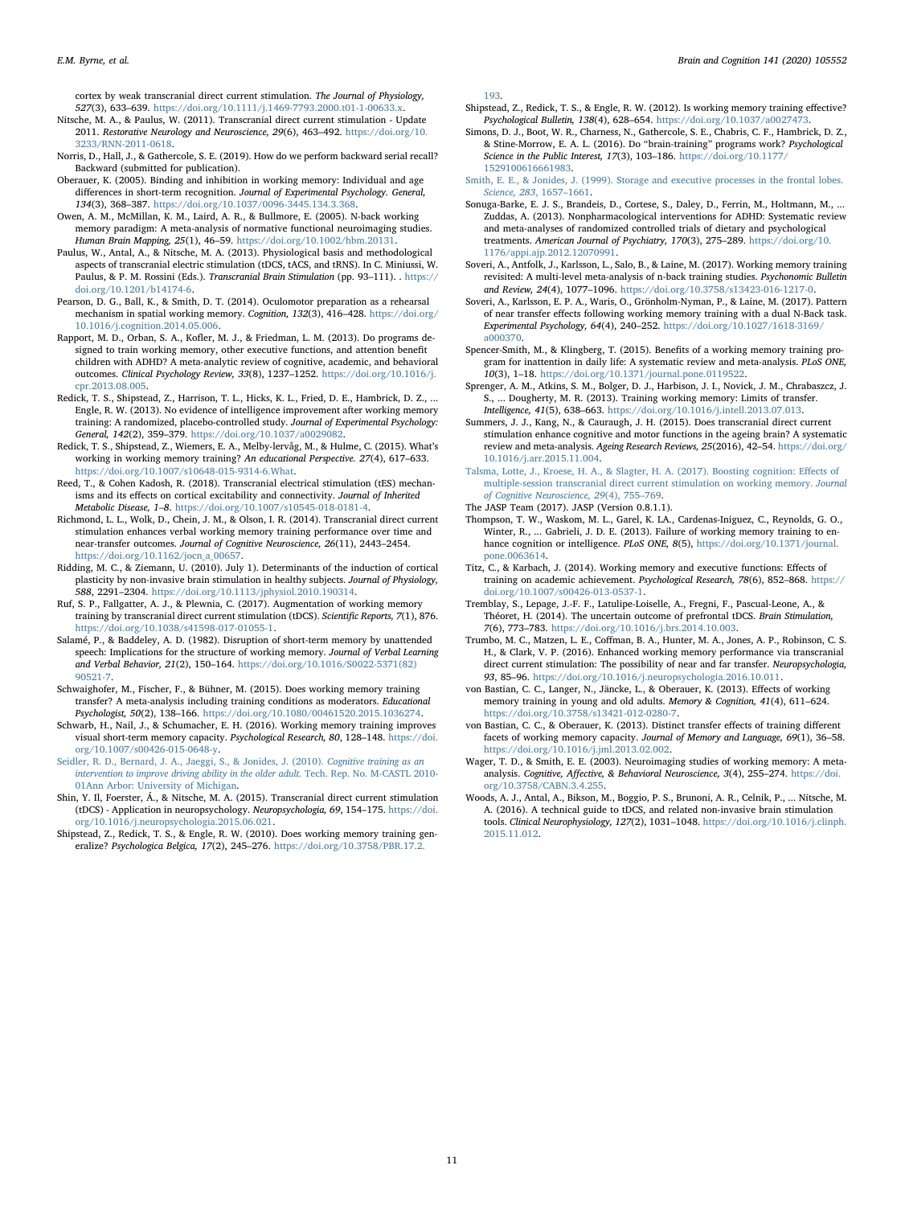cortex by weak transcranial direct current stimulation. *The Journal of Physiology, 527*(3), 633–639. https://doi.org/10.1111/j.1469-7793.2000.t01-1-00633.x.

Nitsche, M. A., & Paulus, W. (2011). Transcranial direct current stimulation - Update 2011. *Restorative Neurology and Neuroscience, 29*(6), 463–492. https://doi.org/10.3233/RNN-2011-0618.

Norris, D., Hall, J., & Gathercole, S. E. (2019). How do we perform backward serial recall? Backward (submitted for publication).

Oberauer, K. (2005). Binding and inhibition in working memory: Individual and age differences in short-term recognition. *Journal of Experimental Psychology. General, 134*(3), 368–387. https://doi.org/10.1037/0096-3445.134.3.368.

Owen, A. M., McMillan, K. M., Laird, A. R., & Bullmore, E. (2005). N-back working memory paradigm: A meta-analysis of normative functional neuroimaging studies. *Human Brain Mapping, 25*(1), 46–59. https://doi.org/10.1002/hbm.20131.

Paulus, W., Antal, A., & Nitsche, M. A. (2013). Physiological basis and methodological aspects of transcranial electric stimulation (tDCS, tACS, and tRNS). In C. Miniussi, W. Paulus, & P. M. Rossini (Eds.). *Transcranial Brain Stimulation* (pp. 93–111). . https://doi.org/10.1201/b14174-6.

Pearson, D. G., Ball, K., & Smith, D. T. (2014). Oculomotor preparation as a rehearsal mechanism in spatial working memory. *Cognition, 132*(3), 416–428. https://doi.org/10.1016/j.cognition.2014.05.006.

Rapport, M. D., Orban, S. A., Kofler, M. J., & Friedman, L. M. (2013). Do programs designed to train working memory, other executive functions, and attention benefit children with ADHD? A meta-analytic review of cognitive, academic, and behavioral outcomes. *Clinical Psychology Review, 33*(8), 1237–1252. https://doi.org/10.1016/j.cpr.2013.08.005.

Redick, T. S., Shipstead, Z., Harrison, T. L., Hicks, K. L., Fried, D. E., Hambrick, D. Z., ... Engle, R. W. (2013). No evidence of intelligence improvement after working memory training: A randomized, placebo-controlled study. *Journal of Experimental Psychology: General, 142*(2), 359–379. https://doi.org/10.1037/a0029082.

Redick, T. S., Shipstead, Z., Wiemers, E. A., Melby-lervåg, M., & Hulme, C. (2015). What's working in working memory training? *An educational Perspective. 27*(4), 617–633. https://doi.org/10.1007/s10648-015-9314-6.What.

Reed, T., & Cohen Kadosh, R. (2018). Transcranial electrical stimulation (tES) mechanisms and its effects on cortical excitability and connectivity. *Journal of Inherited Metabolic Disease, 1–8*. https://doi.org/10.1007/s10545-018-0181-4.

Richmond, L. L., Wolk, D., Chein, J. M., & Olson, I. R. (2014). Transcranial direct current stimulation enhances verbal working memory training performance over time and near-transfer outcomes. *Journal of Cognitive Neuroscience, 26*(11), 2443–2454. https://doi.org/10.1162/jocn_a_00657.

Ridding, M. C., & Ziemann, U. (2010). July 1). Determinants of the induction of cortical plasticity by non-invasive brain stimulation in healthy subjects. *Journal of Physiology, 588*, 2291–2304. https://doi.org/10.1113/jphysiol.2010.190314.

Ruf, S. P., Fallgatter, A. J., & Plewnia, C. (2017). Augmentation of working memory training by transcranial direct current stimulation (tDCS). *Scientific Reports, 7*(1), 876. https://doi.org/10.1038/s41598-017-01055-1.

Salamé, P., & Baddeley, A. D. (1982). Disruption of short-term memory by unattended speech: Implications for the structure of working memory. *Journal of Verbal Learning and Verbal Behavior, 21*(2), 150–164. https://doi.org/10.1016/S0022-5371(82)90521-7.

Schwaighofer, M., Fischer, F., & Bühner, M. (2015). Does working memory training transfer? A meta-analysis including training conditions as moderators. *Educational Psychologist, 50*(2), 138–166. https://doi.org/10.1080/00461520.2015.1036274.

Schwarb, H., Nail, J., & Schumacher, E. H. (2016). Working memory training improves visual short-term memory capacity. *Psychological Research, 80*, 128–148. https://doi.org/10.1007/s00426-015-0648-y.

Seidler, R. D., Bernard, J. A., Jaeggi, S., & Jonides, J. (2010). *Cognitive training as an intervention to improve driving ability in the older adult.* Tech. Rep. No. M-CASTL 2010-01Ann Arbor: University of Michigan.

Shin, Y. Il, Foerster, Á., & Nitsche, M. A. (2015). Transcranial direct current stimulation (tDCS) - Application in neuropsychology. *Neuropsychologia, 69*, 154–175. https://doi.org/10.1016/j.neuropsychologia.2015.06.021.

Shipstead, Z., Redick, T. S., & Engle, R. W. (2010). Does working memory training generalize? *Psychologica Belgica, 17*(2), 245–276. https://doi.org/10.3758/PBR.17.2.193.

Shipstead, Z., Redick, T. S., & Engle, R. W. (2012). Is working memory training effective? *Psychological Bulletin, 138*(4), 628–654. https://doi.org/10.1037/a0027473.

Simons, D. J., Boot, W. R., Charness, N., Gathercole, S. E., Chabris, C. F., Hambrick, D. Z., & Stine-Morrow, E. A. L. (2016). Do "brain-training" programs work? *Psychological Science in the Public Interest, 17*(3), 103–186. https://doi.org/10.1177/1529100616661983.

Smith, E. E., & Jonides, J. (1999). Storage and executive processes in the frontal lobes. *Science, 283*, 1657–1661.

Sonuga-Barke, E. J. S., Brandeis, D., Cortese, S., Daley, D., Ferrin, M., Holtmann, M., ... Zuddas, A. (2013). Nonpharmacological interventions for ADHD: Systematic review and meta-analyses of randomized controlled trials of dietary and psychological treatments. *American Journal of Psychiatry, 170*(3), 275–289. https://doi.org/10.1176/appi.ajp.2012.12070991.

Soveri, A., Antfolk, J., Karlsson, L., Salo, B., & Laine, M. (2017). Working memory training revisited: A multi-level meta-analysis of n-back training studies. *Psychonomic Bulletin and Review, 24*(4), 1077–1096. https://doi.org/10.3758/s13423-016-1217-0.

Soveri, A., Karlsson, E. P. A., Waris, O., Grönholm-Nyman, P., & Laine, M. (2017). Pattern of near transfer effects following working memory training with a dual N-Back task. *Experimental Psychology, 64*(4), 240–252. https://doi.org/10.1027/1618-3169/a000370.

Spencer-Smith, M., & Klingberg, T. (2015). Benefits of a working memory training program for inattention in daily life: A systematic review and meta-analysis. *PLoS ONE, 10*(3), 1–18. https://doi.org/10.1371/journal.pone.0119522.

Sprenger, A. M., Atkins, S. M., Bolger, D. J., Harbison, J. I., Novick, J. M., Chrabaszcz, J. S., ... Dougherty, M. R. (2013). Training working memory: Limits of transfer. *Intelligence, 41*(5), 638–663. https://doi.org/10.1016/j.intell.2013.07.013.

Summers, J. J., Kang, N., & Cauraugh, J. H. (2015). Does transcranial direct current stimulation enhance cognitive and motor functions in the ageing brain? A systematic review and meta-analysis. *Ageing Research Reviews, 25*(2016), 42–54. https://doi.org/10.1016/j.arr.2015.11.004.

Talsma, Lotte, J., Kroese, H. A., & Slagter, H. A. (2017). Boosting cognition: Effects of multiple-session transcranial direct current stimulation on working memory. *Journal of Cognitive Neuroscience, 29*(4), 755–769.

The JASP Team (2017). JASP (Version 0.8.1.1).

Thompson, T. W., Waskom, M. L., Garel, K. LA., Cardenas-Iniguez, C., Reynolds, G. O., Winter, R., ... Gabrieli, J. D. E. (2013). Failure of working memory training to enhance cognition or intelligence. *PLoS ONE, 8*(5), https://doi.org/10.1371/journal.pone.0063614.

Titz, C., & Karbach, J. (2014). Working memory and executive functions: Effects of training on academic achievement. *Psychological Research, 78*(6), 852–868. https://doi.org/10.1007/s00426-013-0537-1.

Tremblay, S., Lepage, J.-F. F., Latulipe-Loiselle, A., Fregni, F., Pascual-Leone, A., & Théoret, H. (2014). The uncertain outcome of prefrontal tDCS. *Brain Stimulation, 7*(6), 773–783. https://doi.org/10.1016/j.brs.2014.10.003.

Trumbo, M. C., Matzen, L. E., Coffman, B. A., Hunter, M. A., Jones, A. P., Robinson, C. S. H., & Clark, V. P. (2016). Enhanced working memory performance via transcranial direct current stimulation: The possibility of near and far transfer. *Neuropsychologia, 93*, 85–96. https://doi.org/10.1016/j.neuropsychologia.2016.10.011.

von Bastian, C. C., Langer, N., Jäncke, L., & Oberauer, K. (2013). Effects of working memory training in young and old adults. *Memory & Cognition, 41*(4), 611–624. https://doi.org/10.3758/s13421-012-0280-7.

von Bastian, C. C., & Oberauer, K. (2013). Distinct transfer effects of training different facets of working memory capacity. *Journal of Memory and Language, 69*(1), 36–58. https://doi.org/10.1016/j.jml.2013.02.002.

Wager, T. D., & Smith, E. E. (2003). Neuroimaging studies of working memory: A meta-analysis. *Cognitive, Affective, & Behavioral Neuroscience, 3*(4), 255–274. https://doi.org/10.3758/CABN.3.4.255.

Woods, A. J., Antal, A., Bikson, M., Boggio, P. S., Brunoni, A. R., Celnik, P., ... Nitsche, M. A. (2016). A technical guide to tDCS, and related non-invasive brain stimulation tools. *Clinical Neurophysiology, 127*(2), 1031–1048. https://doi.org/10.1016/j.clinph.2015.11.012.